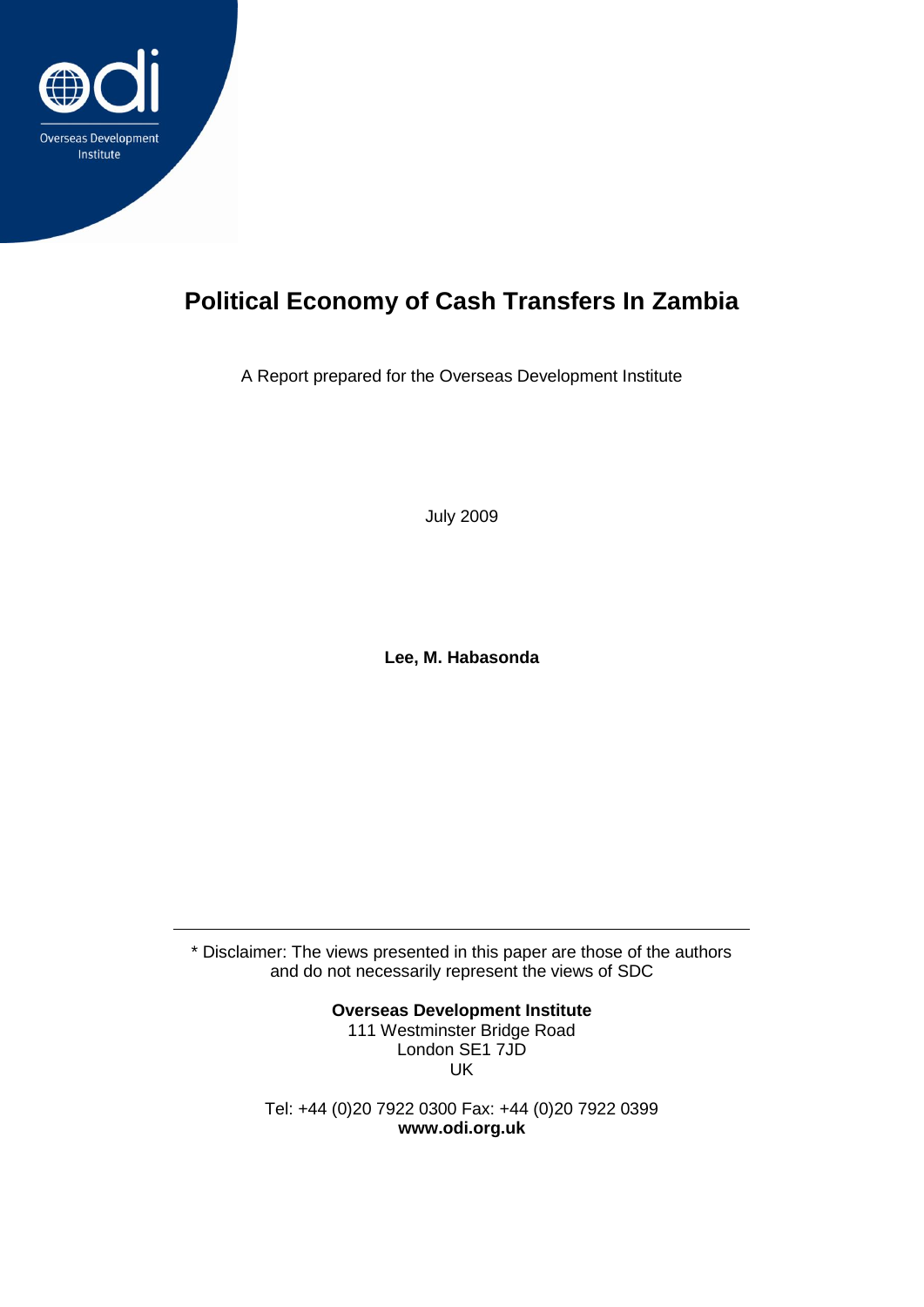Overseas Development Institute

# Political Economy of Cash Transfers In Zambia

A Report prepared for the Overseas Development Institute

July 2009

**Lee, M. Habasonda**

---

* Disclaimer: The views presented in this paper are those of the authors and do not necessarily represent the views of SDC

**Overseas Development Institute**
111 Westminster Bridge Road
London SE1 7JD
UK

Tel: +44 (0)20 7922 0300 Fax: +44 (0)20 7922 0399
**www.odi.org.uk**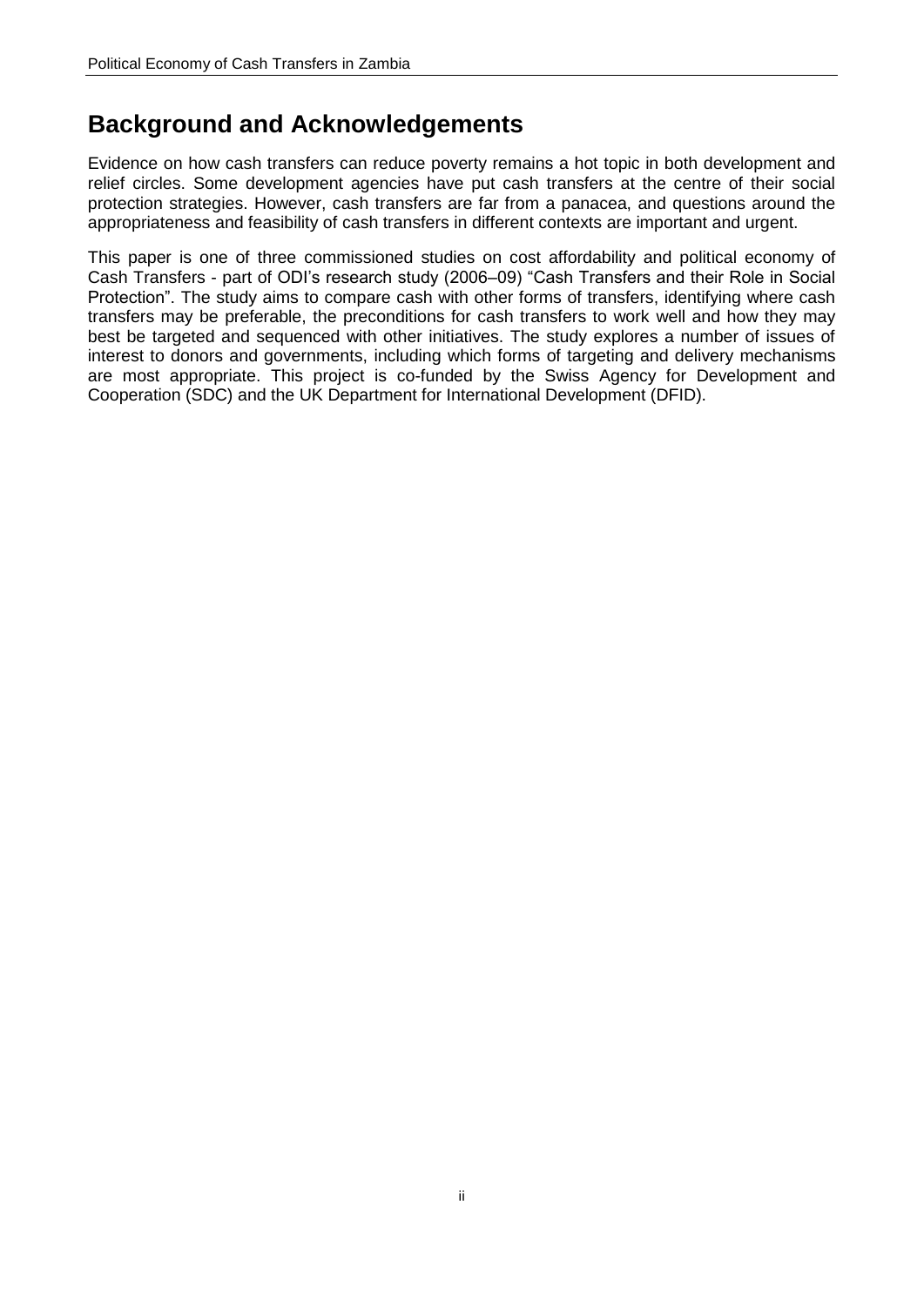# Background and Acknowledgements

Evidence on how cash transfers can reduce poverty remains a hot topic in both development and relief circles. Some development agencies have put cash transfers at the centre of their social protection strategies. However, cash transfers are far from a panacea, and questions around the appropriateness and feasibility of cash transfers in different contexts are important and urgent.

This paper is one of three commissioned studies on cost affordability and political economy of Cash Transfers - part of ODI's research study (2006–09) "Cash Transfers and their Role in Social Protection". The study aims to compare cash with other forms of transfers, identifying where cash transfers may be preferable, the preconditions for cash transfers to work well and how they may best be targeted and sequenced with other initiatives. The study explores a number of issues of interest to donors and governments, including which forms of targeting and delivery mechanisms are most appropriate. This project is co-funded by the Swiss Agency for Development and Cooperation (SDC) and the UK Department for International Development (DFID).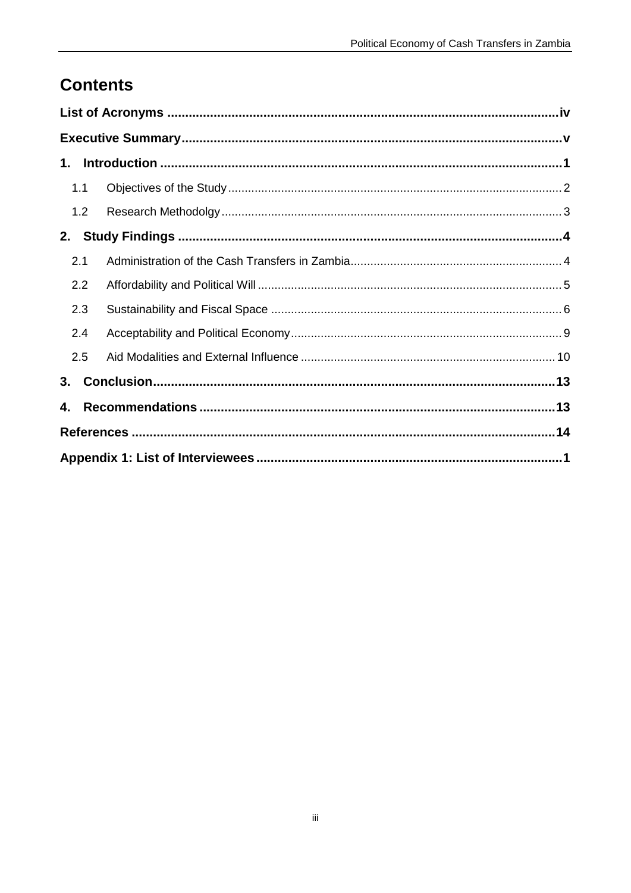# Contents

**List of Acronyms** .......... iv

**Executive Summary** .......... v

**1. Introduction** .......... 1

- 1.1 Objectives of the Study .......... 2
- 1.2 Research Methodolgy .......... 3

**2. Study Findings** .......... 4

- 2.1 Administration of the Cash Transfers in Zambia .......... 4
- 2.2 Affordability and Political Will .......... 5
- 2.3 Sustainability and Fiscal Space .......... 6
- 2.4 Acceptability and Political Economy .......... 9
- 2.5 Aid Modalities and External Influence .......... 10

**3. Conclusion** .......... 13

**4. Recommendations** .......... 13

**References** .......... 14

**Appendix 1: List of Interviewees** .......... 1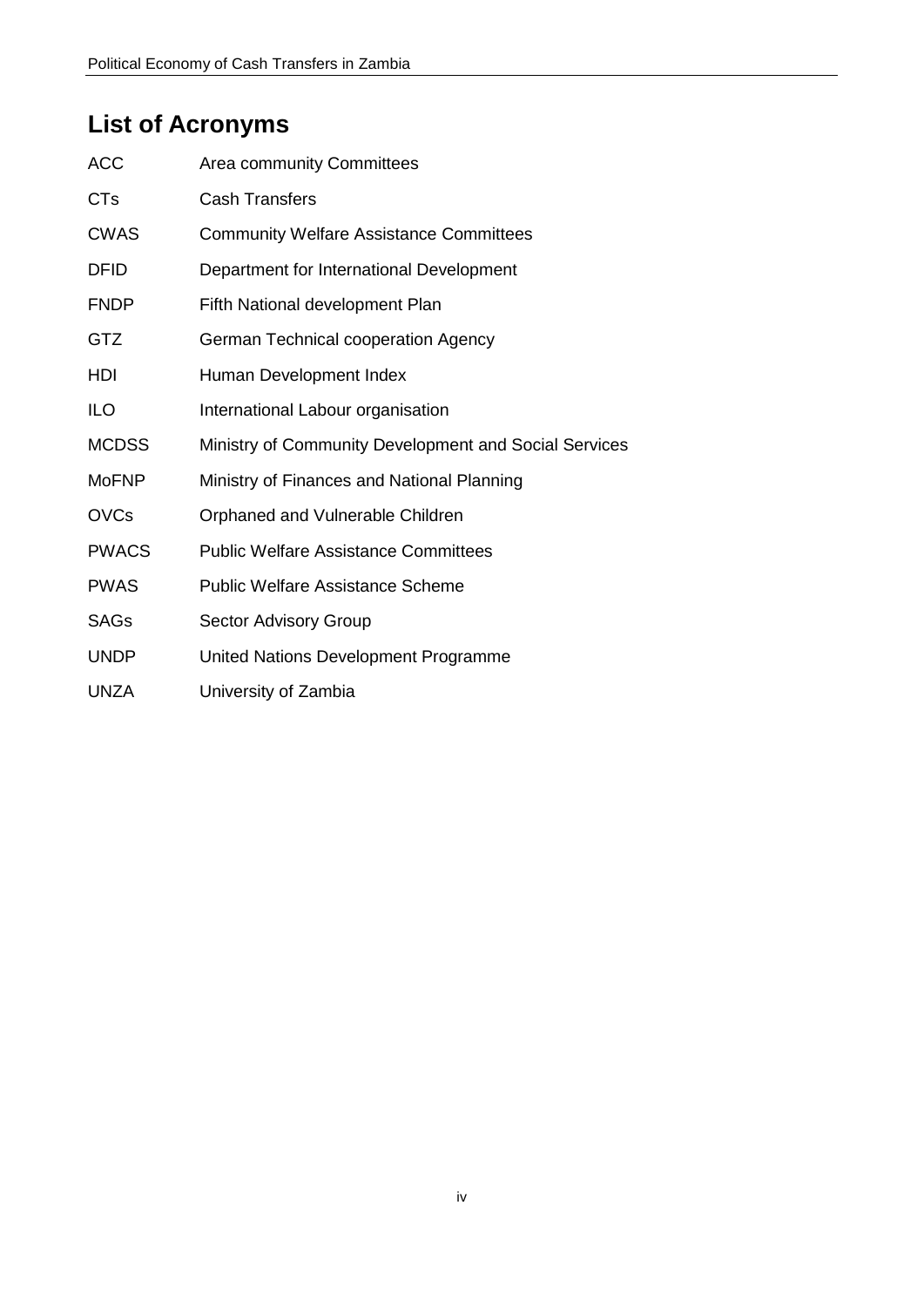# List of Acronyms

| | |
|---|---|
| ACC | Area community Committees |
| CTs | Cash Transfers |
| CWAS | Community Welfare Assistance Committees |
| DFID | Department for International Development |
| FNDP | Fifth National development Plan |
| GTZ | German Technical cooperation Agency |
| HDI | Human Development Index |
| ILO | International Labour organisation |
| MCDSS | Ministry of Community Development and Social Services |
| MoFNP | Ministry of Finances and National Planning |
| OVCs | Orphaned and Vulnerable Children |
| PWACS | Public Welfare Assistance Committees |
| PWAS | Public Welfare Assistance Scheme |
| SAGs | Sector Advisory Group |
| UNDP | United Nations Development Programme |
| UNZA | University of Zambia |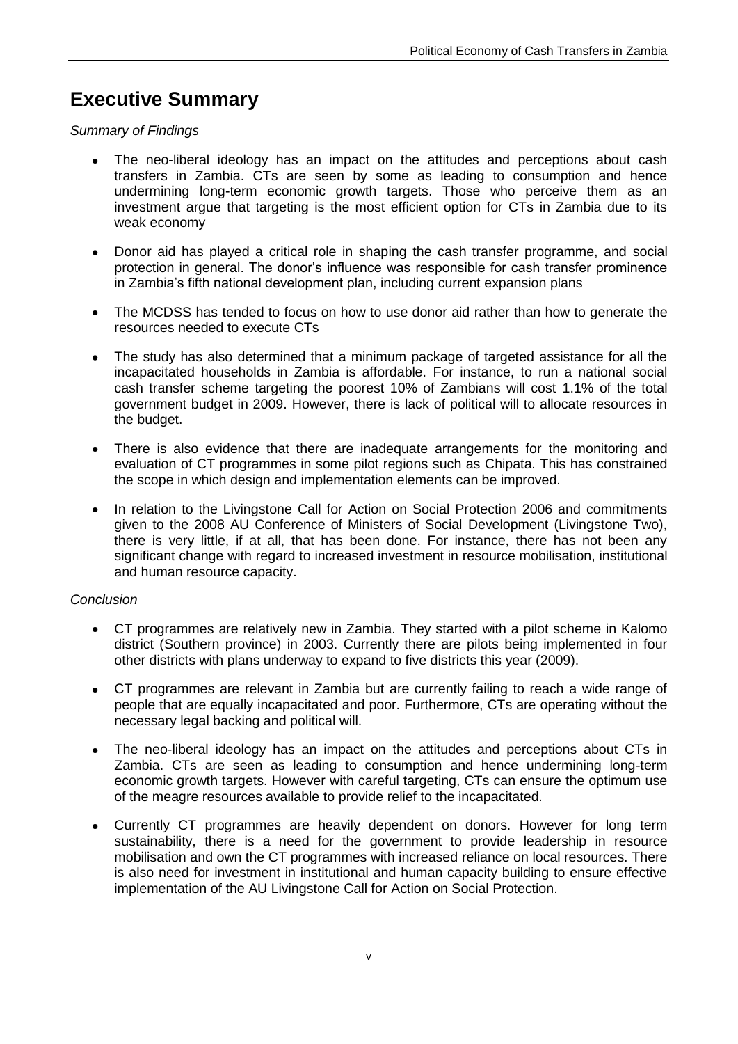# Executive Summary

*Summary of Findings*

- The neo-liberal ideology has an impact on the attitudes and perceptions about cash transfers in Zambia. CTs are seen by some as leading to consumption and hence undermining long-term economic growth targets. Those who perceive them as an investment argue that targeting is the most efficient option for CTs in Zambia due to its weak economy
- Donor aid has played a critical role in shaping the cash transfer programme, and social protection in general. The donor's influence was responsible for cash transfer prominence in Zambia's fifth national development plan, including current expansion plans
- The MCDSS has tended to focus on how to use donor aid rather than how to generate the resources needed to execute CTs
- The study has also determined that a minimum package of targeted assistance for all the incapacitated households in Zambia is affordable. For instance, to run a national social cash transfer scheme targeting the poorest 10% of Zambians will cost 1.1% of the total government budget in 2009. However, there is lack of political will to allocate resources in the budget.
- There is also evidence that there are inadequate arrangements for the monitoring and evaluation of CT programmes in some pilot regions such as Chipata. This has constrained the scope in which design and implementation elements can be improved.
- In relation to the Livingstone Call for Action on Social Protection 2006 and commitments given to the 2008 AU Conference of Ministers of Social Development (Livingstone Two), there is very little, if at all, that has been done. For instance, there has not been any significant change with regard to increased investment in resource mobilisation, institutional and human resource capacity.

*Conclusion*

- CT programmes are relatively new in Zambia. They started with a pilot scheme in Kalomo district (Southern province) in 2003. Currently there are pilots being implemented in four other districts with plans underway to expand to five districts this year (2009).
- CT programmes are relevant in Zambia but are currently failing to reach a wide range of people that are equally incapacitated and poor. Furthermore, CTs are operating without the necessary legal backing and political will.
- The neo-liberal ideology has an impact on the attitudes and perceptions about CTs in Zambia. CTs are seen as leading to consumption and hence undermining long-term economic growth targets. However with careful targeting, CTs can ensure the optimum use of the meagre resources available to provide relief to the incapacitated.
- Currently CT programmes are heavily dependent on donors. However for long term sustainability, there is a need for the government to provide leadership in resource mobilisation and own the CT programmes with increased reliance on local resources. There is also need for investment in institutional and human capacity building to ensure effective implementation of the AU Livingstone Call for Action on Social Protection.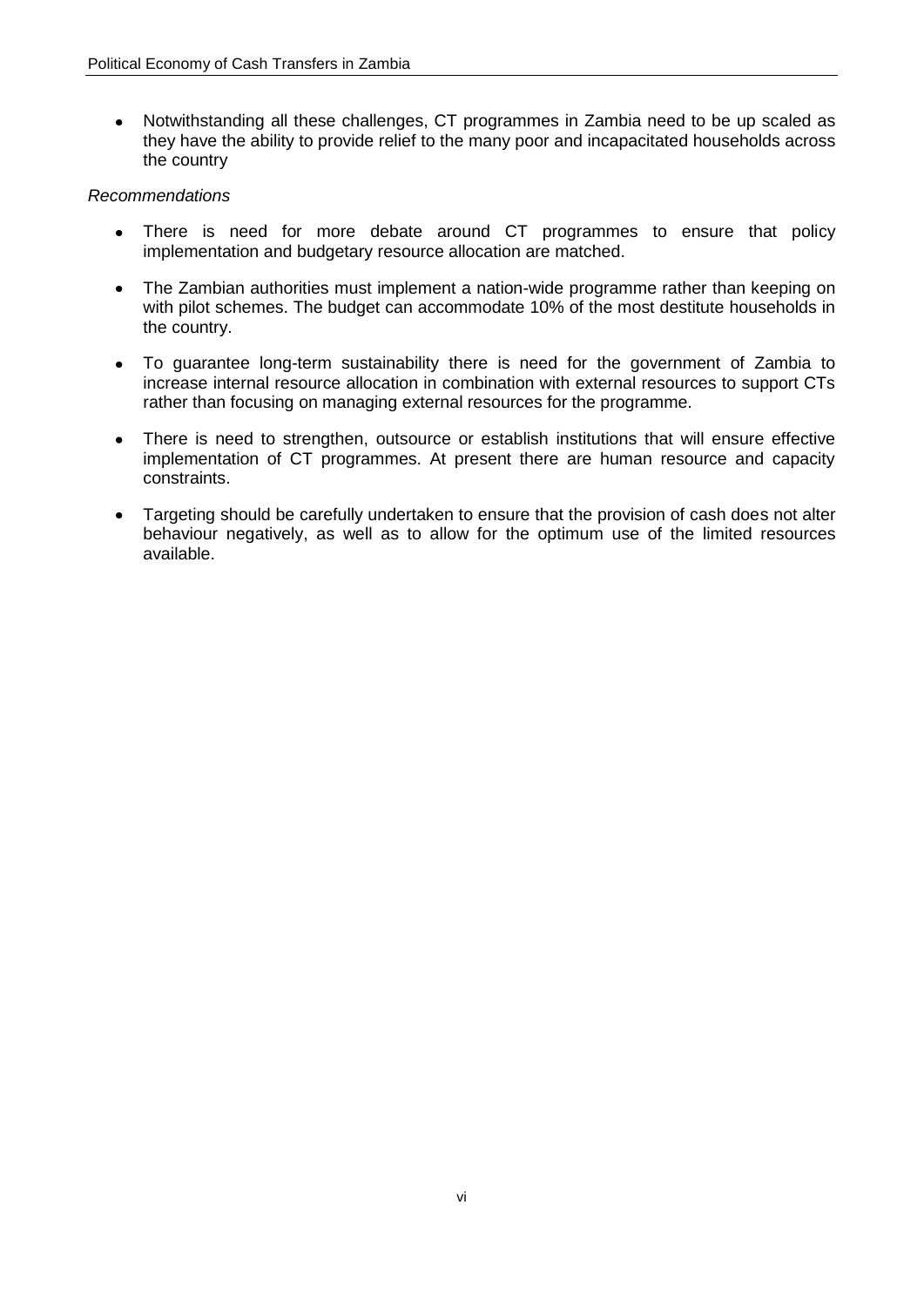- Notwithstanding all these challenges, CT programmes in Zambia need to be up scaled as they have the ability to provide relief to the many poor and incapacitated households across the country

*Recommendations*

- There is need for more debate around CT programmes to ensure that policy implementation and budgetary resource allocation are matched.
- The Zambian authorities must implement a nation-wide programme rather than keeping on with pilot schemes. The budget can accommodate 10% of the most destitute households in the country.
- To guarantee long-term sustainability there is need for the government of Zambia to increase internal resource allocation in combination with external resources to support CTs rather than focusing on managing external resources for the programme.
- There is need to strengthen, outsource or establish institutions that will ensure effective implementation of CT programmes. At present there are human resource and capacity constraints.
- Targeting should be carefully undertaken to ensure that the provision of cash does not alter behaviour negatively, as well as to allow for the optimum use of the limited resources available.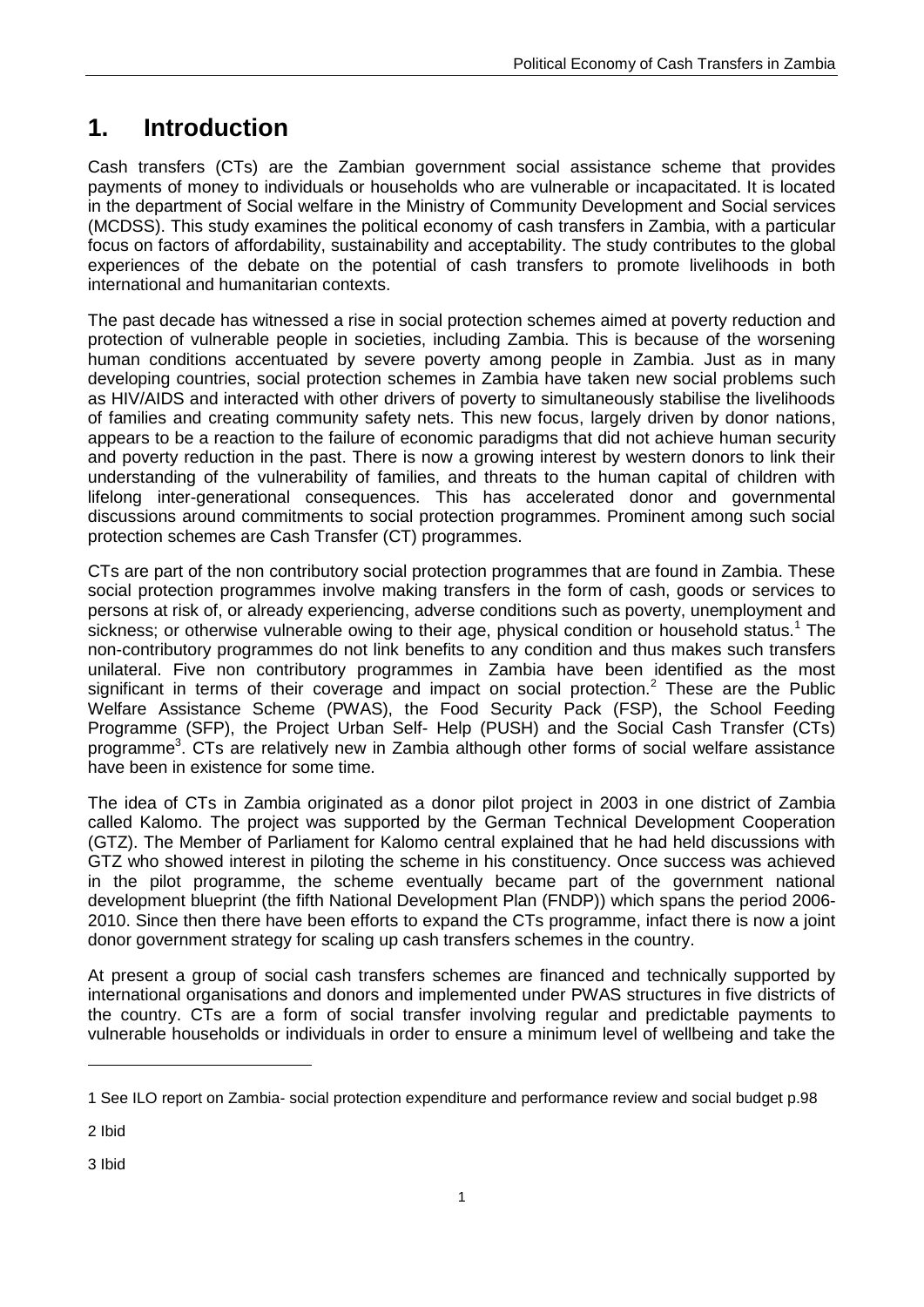# 1. Introduction

Cash transfers (CTs) are the Zambian government social assistance scheme that provides payments of money to individuals or households who are vulnerable or incapacitated. It is located in the department of Social welfare in the Ministry of Community Development and Social services (MCDSS). This study examines the political economy of cash transfers in Zambia, with a particular focus on factors of affordability, sustainability and acceptability. The study contributes to the global experiences of the debate on the potential of cash transfers to promote livelihoods in both international and humanitarian contexts.

The past decade has witnessed a rise in social protection schemes aimed at poverty reduction and protection of vulnerable people in societies, including Zambia. This is because of the worsening human conditions accentuated by severe poverty among people in Zambia. Just as in many developing countries, social protection schemes in Zambia have taken new social problems such as HIV/AIDS and interacted with other drivers of poverty to simultaneously stabilise the livelihoods of families and creating community safety nets. This new focus, largely driven by donor nations, appears to be a reaction to the failure of economic paradigms that did not achieve human security and poverty reduction in the past. There is now a growing interest by western donors to link their understanding of the vulnerability of families, and threats to the human capital of children with lifelong inter-generational consequences. This has accelerated donor and governmental discussions around commitments to social protection programmes. Prominent among such social protection schemes are Cash Transfer (CT) programmes.

CTs are part of the non contributory social protection programmes that are found in Zambia. These social protection programmes involve making transfers in the form of cash, goods or services to persons at risk of, or already experiencing, adverse conditions such as poverty, unemployment and sickness; or otherwise vulnerable owing to their age, physical condition or household status.[1] The non-contributory programmes do not link benefits to any condition and thus makes such transfers unilateral. Five non contributory programmes in Zambia have been identified as the most significant in terms of their coverage and impact on social protection.[2] These are the Public Welfare Assistance Scheme (PWAS), the Food Security Pack (FSP), the School Feeding Programme (SFP), the Project Urban Self- Help (PUSH) and the Social Cash Transfer (CTs) programme[3]. CTs are relatively new in Zambia although other forms of social welfare assistance have been in existence for some time.

The idea of CTs in Zambia originated as a donor pilot project in 2003 in one district of Zambia called Kalomo. The project was supported by the German Technical Development Cooperation (GTZ). The Member of Parliament for Kalomo central explained that he had held discussions with GTZ who showed interest in piloting the scheme in his constituency. Once success was achieved in the pilot programme, the scheme eventually became part of the government national development blueprint (the fifth National Development Plan (FNDP)) which spans the period 2006-2010. Since then there have been efforts to expand the CTs programme, infact there is now a joint donor government strategy for scaling up cash transfers schemes in the country.

At present a group of social cash transfers schemes are financed and technically supported by international organisations and donors and implemented under PWAS structures in five districts of the country. CTs are a form of social transfer involving regular and predictable payments to vulnerable households or individuals in order to ensure a minimum level of wellbeing and take the

---

1 See ILO report on Zambia- social protection expenditure and performance review and social budget p.98

2 Ibid

3 Ibid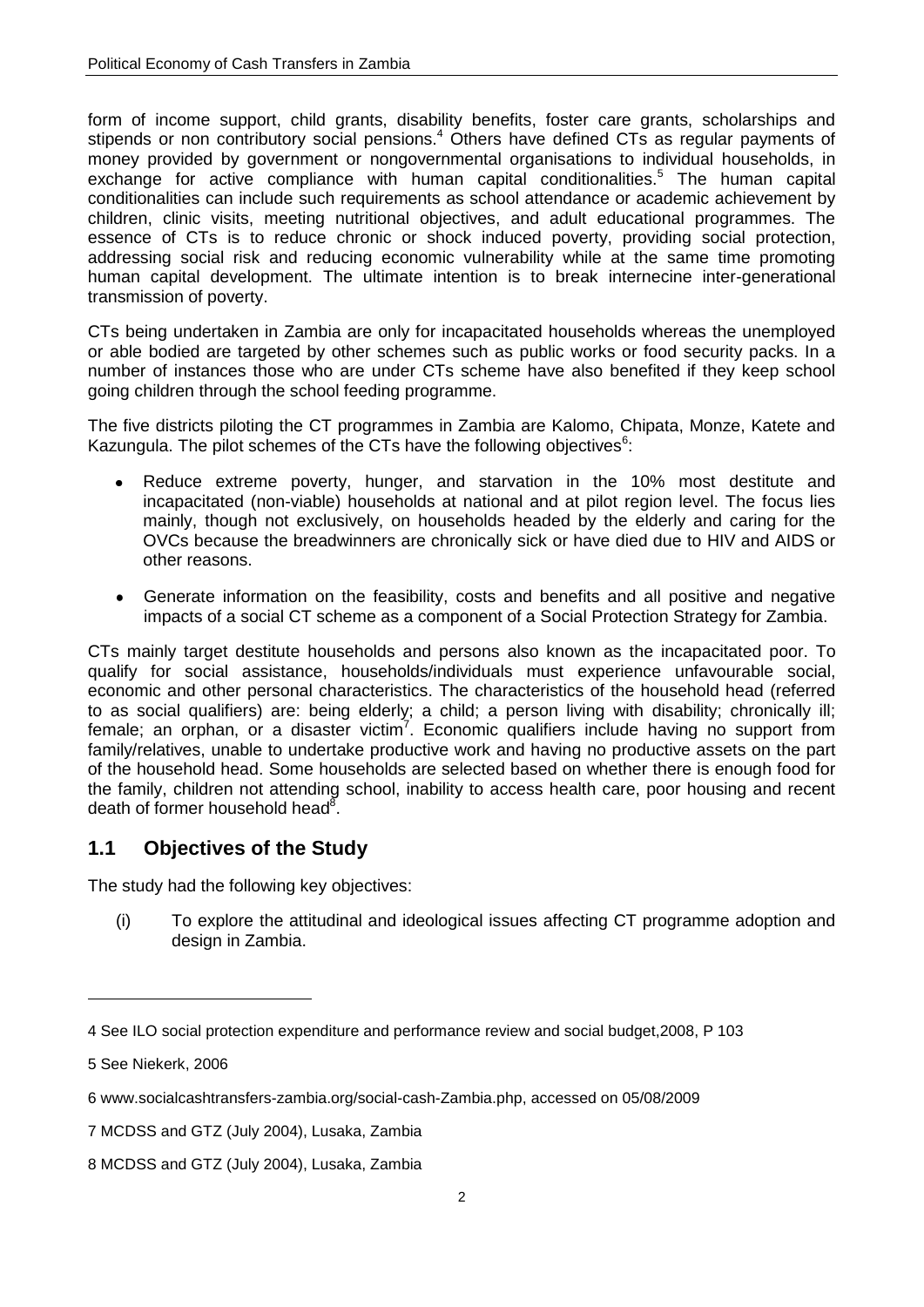form of income support, child grants, disability benefits, foster care grants, scholarships and stipends or non contributory social pensions.[4] Others have defined CTs as regular payments of money provided by government or nongovernmental organisations to individual households, in exchange for active compliance with human capital conditionalities.[5] The human capital conditionalities can include such requirements as school attendance or academic achievement by children, clinic visits, meeting nutritional objectives, and adult educational programmes. The essence of CTs is to reduce chronic or shock induced poverty, providing social protection, addressing social risk and reducing economic vulnerability while at the same time promoting human capital development. The ultimate intention is to break internecine inter-generational transmission of poverty.

CTs being undertaken in Zambia are only for incapacitated households whereas the unemployed or able bodied are targeted by other schemes such as public works or food security packs. In a number of instances those who are under CTs scheme have also benefited if they keep school going children through the school feeding programme.

The five districts piloting the CT programmes in Zambia are Kalomo, Chipata, Monze, Katete and Kazungula. The pilot schemes of the CTs have the following objectives[6]:

- Reduce extreme poverty, hunger, and starvation in the 10% most destitute and incapacitated (non-viable) households at national and at pilot region level. The focus lies mainly, though not exclusively, on households headed by the elderly and caring for the OVCs because the breadwinners are chronically sick or have died due to HIV and AIDS or other reasons.
- Generate information on the feasibility, costs and benefits and all positive and negative impacts of a social CT scheme as a component of a Social Protection Strategy for Zambia.

CTs mainly target destitute households and persons also known as the incapacitated poor. To qualify for social assistance, households/individuals must experience unfavourable social, economic and other personal characteristics. The characteristics of the household head (referred to as social qualifiers) are: being elderly; a child; a person living with disability; chronically ill; female; an orphan, or a disaster victim[7]. Economic qualifiers include having no support from family/relatives, unable to undertake productive work and having no productive assets on the part of the household head. Some households are selected based on whether there is enough food for the family, children not attending school, inability to access health care, poor housing and recent death of former household head[8].

## 1.1 Objectives of the Study

The study had the following key objectives:

(i) To explore the attitudinal and ideological issues affecting CT programme adoption and design in Zambia.

---

4 See ILO social protection expenditure and performance review and social budget,2008, P 103

5 See Niekerk, 2006

6 www.socialcashtransfers-zambia.org/social-cash-Zambia.php, accessed on 05/08/2009

7 MCDSS and GTZ (July 2004), Lusaka, Zambia

8 MCDSS and GTZ (July 2004), Lusaka, Zambia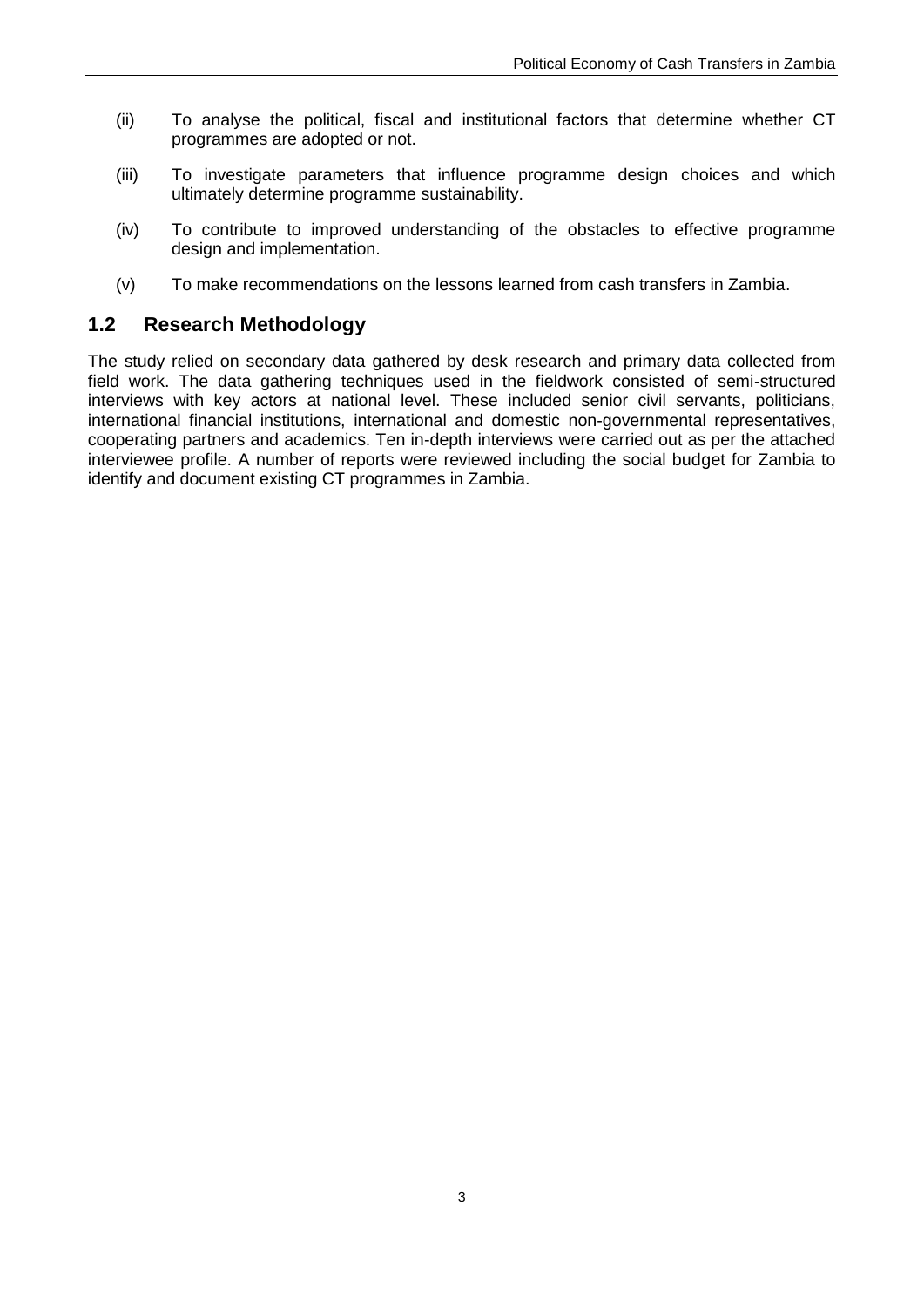(ii) To analyse the political, fiscal and institutional factors that determine whether CT programmes are adopted or not.

(iii) To investigate parameters that influence programme design choices and which ultimately determine programme sustainability.

(iv) To contribute to improved understanding of the obstacles to effective programme design and implementation.

(v) To make recommendations on the lessons learned from cash transfers in Zambia.

## 1.2 Research Methodology

The study relied on secondary data gathered by desk research and primary data collected from field work. The data gathering techniques used in the fieldwork consisted of semi-structured interviews with key actors at national level. These included senior civil servants, politicians, international financial institutions, international and domestic non-governmental representatives, cooperating partners and academics. Ten in-depth interviews were carried out as per the attached interviewee profile. A number of reports were reviewed including the social budget for Zambia to identify and document existing CT programmes in Zambia.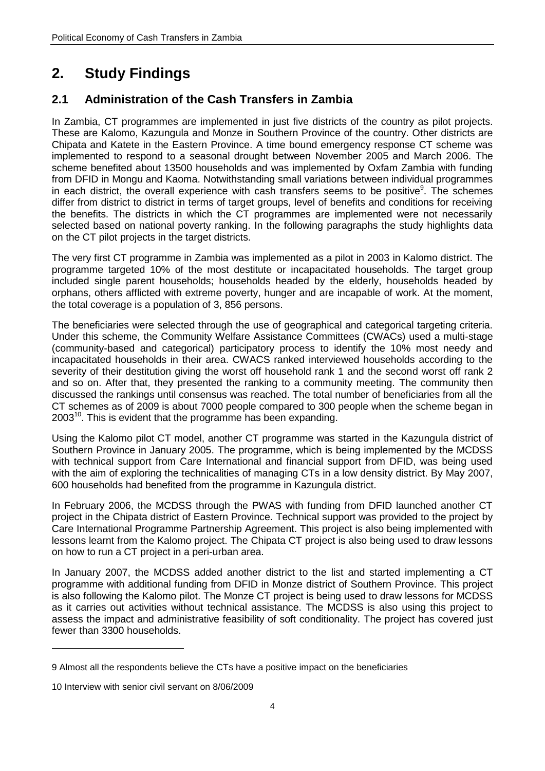# 2. Study Findings

## 2.1 Administration of the Cash Transfers in Zambia

In Zambia, CT programmes are implemented in just five districts of the country as pilot projects. These are Kalomo, Kazungula and Monze in Southern Province of the country. Other districts are Chipata and Katete in the Eastern Province. A time bound emergency response CT scheme was implemented to respond to a seasonal drought between November 2005 and March 2006. The scheme benefited about 13500 households and was implemented by Oxfam Zambia with funding from DFID in Mongu and Kaoma. Notwithstanding small variations between individual programmes in each district, the overall experience with cash transfers seems to be positive[9]. The schemes differ from district to district in terms of target groups, level of benefits and conditions for receiving the benefits. The districts in which the CT programmes are implemented were not necessarily selected based on national poverty ranking. In the following paragraphs the study highlights data on the CT pilot projects in the target districts.

The very first CT programme in Zambia was implemented as a pilot in 2003 in Kalomo district. The programme targeted 10% of the most destitute or incapacitated households. The target group included single parent households; households headed by the elderly, households headed by orphans, others afflicted with extreme poverty, hunger and are incapable of work. At the moment, the total coverage is a population of 3, 856 persons.

The beneficiaries were selected through the use of geographical and categorical targeting criteria. Under this scheme, the Community Welfare Assistance Committees (CWACs) used a multi-stage (community-based and categorical) participatory process to identify the 10% most needy and incapacitated households in their area. CWACS ranked interviewed households according to the severity of their destitution giving the worst off household rank 1 and the second worst off rank 2 and so on. After that, they presented the ranking to a community meeting. The community then discussed the rankings until consensus was reached. The total number of beneficiaries from all the CT schemes as of 2009 is about 7000 people compared to 300 people when the scheme began in 2003[10]. This is evident that the programme has been expanding.

Using the Kalomo pilot CT model, another CT programme was started in the Kazungula district of Southern Province in January 2005. The programme, which is being implemented by the MCDSS with technical support from Care International and financial support from DFID, was being used with the aim of exploring the technicalities of managing CTs in a low density district. By May 2007, 600 households had benefited from the programme in Kazungula district.

In February 2006, the MCDSS through the PWAS with funding from DFID launched another CT project in the Chipata district of Eastern Province. Technical support was provided to the project by Care International Programme Partnership Agreement. This project is also being implemented with lessons learnt from the Kalomo project. The Chipata CT project is also being used to draw lessons on how to run a CT project in a peri-urban area.

In January 2007, the MCDSS added another district to the list and started implementing a CT programme with additional funding from DFID in Monze district of Southern Province. This project is also following the Kalomo pilot. The Monze CT project is being used to draw lessons for MCDSS as it carries out activities without technical assistance. The MCDSS is also using this project to assess the impact and administrative feasibility of soft conditionality. The project has covered just fewer than 3300 households.

---

9 Almost all the respondents believe the CTs have a positive impact on the beneficiaries

10 Interview with senior civil servant on 8/06/2009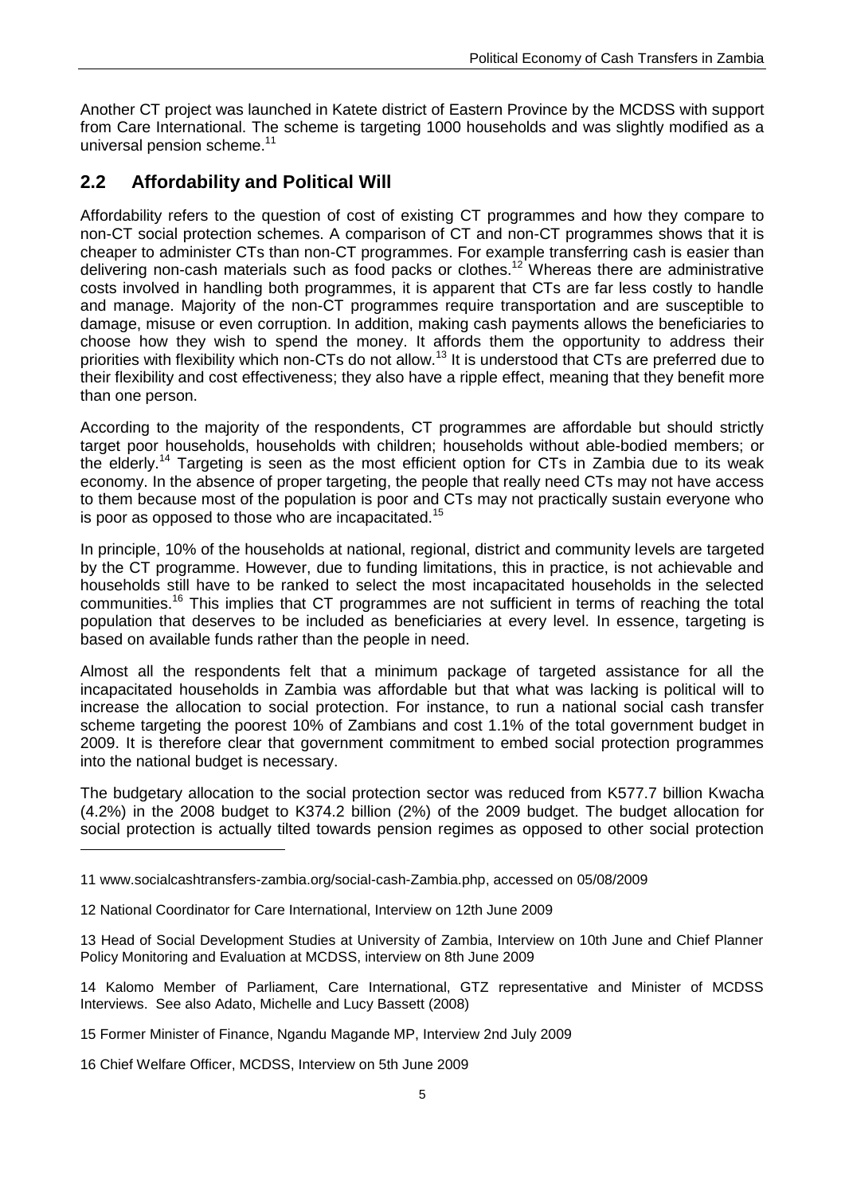Another CT project was launched in Katete district of Eastern Province by the MCDSS with support from Care International. The scheme is targeting 1000 households and was slightly modified as a universal pension scheme.[11]

## 2.2 Affordability and Political Will

Affordability refers to the question of cost of existing CT programmes and how they compare to non-CT social protection schemes. A comparison of CT and non-CT programmes shows that it is cheaper to administer CTs than non-CT programmes. For example transferring cash is easier than delivering non-cash materials such as food packs or clothes.[12] Whereas there are administrative costs involved in handling both programmes, it is apparent that CTs are far less costly to handle and manage. Majority of the non-CT programmes require transportation and are susceptible to damage, misuse or even corruption. In addition, making cash payments allows the beneficiaries to choose how they wish to spend the money. It affords them the opportunity to address their priorities with flexibility which non-CTs do not allow.[13] It is understood that CTs are preferred due to their flexibility and cost effectiveness; they also have a ripple effect, meaning that they benefit more than one person.

According to the majority of the respondents, CT programmes are affordable but should strictly target poor households, households with children; households without able-bodied members; or the elderly.[14] Targeting is seen as the most efficient option for CTs in Zambia due to its weak economy. In the absence of proper targeting, the people that really need CTs may not have access to them because most of the population is poor and CTs may not practically sustain everyone who is poor as opposed to those who are incapacitated.[15]

In principle, 10% of the households at national, regional, district and community levels are targeted by the CT programme. However, due to funding limitations, this in practice, is not achievable and households still have to be ranked to select the most incapacitated households in the selected communities.[16] This implies that CT programmes are not sufficient in terms of reaching the total population that deserves to be included as beneficiaries at every level. In essence, targeting is based on available funds rather than the people in need.

Almost all the respondents felt that a minimum package of targeted assistance for all the incapacitated households in Zambia was affordable but that what was lacking is political will to increase the allocation to social protection. For instance, to run a national social cash transfer scheme targeting the poorest 10% of Zambians and cost 1.1% of the total government budget in 2009. It is therefore clear that government commitment to embed social protection programmes into the national budget is necessary.

The budgetary allocation to the social protection sector was reduced from K577.7 billion Kwacha (4.2%) in the 2008 budget to K374.2 billion (2%) of the 2009 budget. The budget allocation for social protection is actually tilted towards pension regimes as opposed to other social protection

---

11 www.socialcashtransfers-zambia.org/social-cash-Zambia.php, accessed on 05/08/2009

12 National Coordinator for Care International, Interview on 12th June 2009

13 Head of Social Development Studies at University of Zambia, Interview on 10th June and Chief Planner Policy Monitoring and Evaluation at MCDSS, interview on 8th June 2009

14 Kalomo Member of Parliament, Care International, GTZ representative and Minister of MCDSS Interviews. See also Adato, Michelle and Lucy Bassett (2008)

15 Former Minister of Finance, Ngandu Magande MP, Interview 2nd July 2009

16 Chief Welfare Officer, MCDSS, Interview on 5th June 2009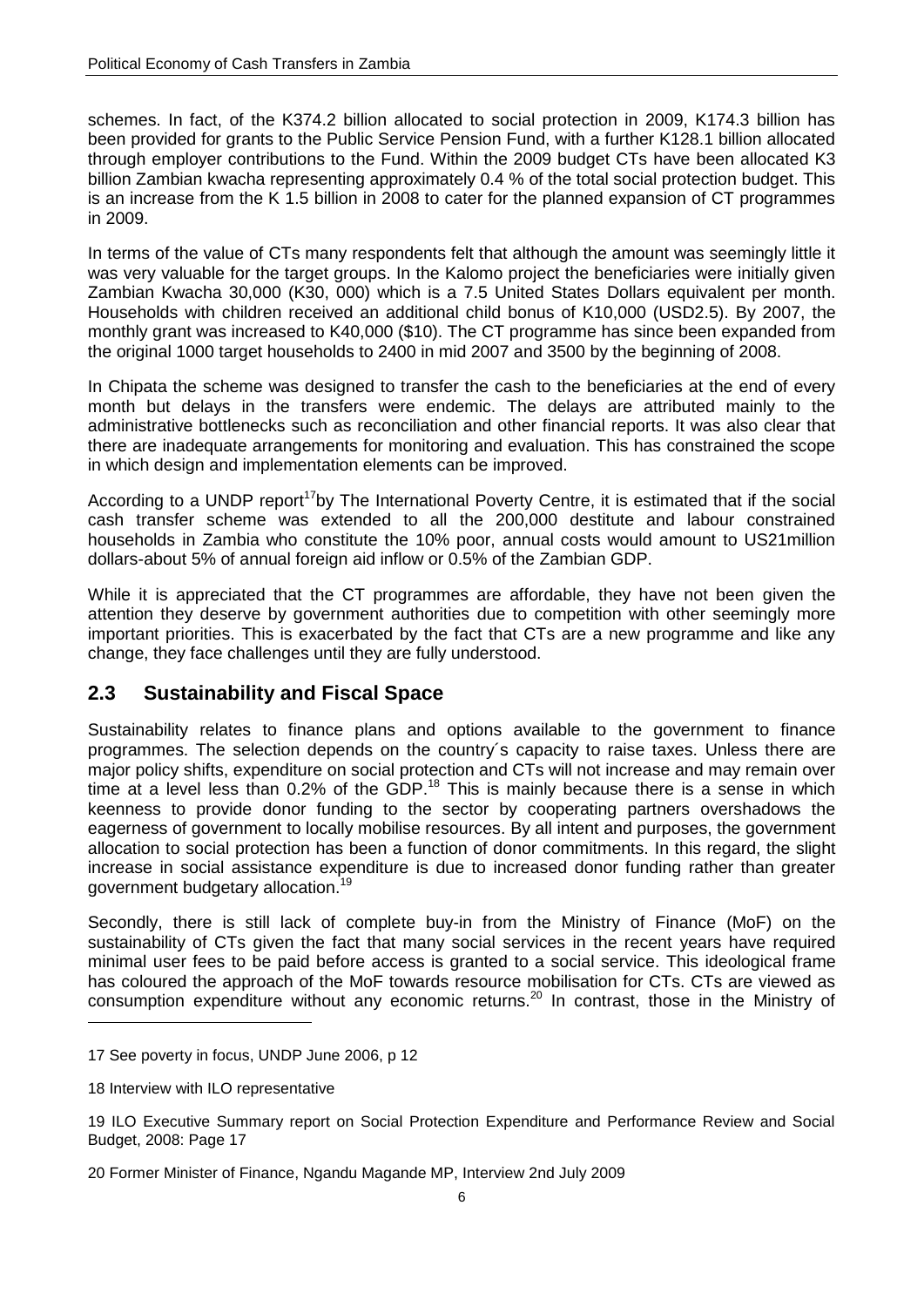schemes. In fact, of the K374.2 billion allocated to social protection in 2009, K174.3 billion has been provided for grants to the Public Service Pension Fund, with a further K128.1 billion allocated through employer contributions to the Fund. Within the 2009 budget CTs have been allocated K3 billion Zambian kwacha representing approximately 0.4 % of the total social protection budget. This is an increase from the K 1.5 billion in 2008 to cater for the planned expansion of CT programmes in 2009.

In terms of the value of CTs many respondents felt that although the amount was seemingly little it was very valuable for the target groups. In the Kalomo project the beneficiaries were initially given Zambian Kwacha 30,000 (K30, 000) which is a 7.5 United States Dollars equivalent per month. Households with children received an additional child bonus of K10,000 (USD2.5). By 2007, the monthly grant was increased to K40,000 ($10). The CT programme has since been expanded from the original 1000 target households to 2400 in mid 2007 and 3500 by the beginning of 2008.

In Chipata the scheme was designed to transfer the cash to the beneficiaries at the end of every month but delays in the transfers were endemic. The delays are attributed mainly to the administrative bottlenecks such as reconciliation and other financial reports. It was also clear that there are inadequate arrangements for monitoring and evaluation. This has constrained the scope in which design and implementation elements can be improved.

According to a UNDP report[17]by The International Poverty Centre, it is estimated that if the social cash transfer scheme was extended to all the 200,000 destitute and labour constrained households in Zambia who constitute the 10% poor, annual costs would amount to US21million dollars-about 5% of annual foreign aid inflow or 0.5% of the Zambian GDP.

While it is appreciated that the CT programmes are affordable, they have not been given the attention they deserve by government authorities due to competition with other seemingly more important priorities. This is exacerbated by the fact that CTs are a new programme and like any change, they face challenges until they are fully understood.

## 2.3 Sustainability and Fiscal Space

Sustainability relates to finance plans and options available to the government to finance programmes. The selection depends on the country´s capacity to raise taxes. Unless there are major policy shifts, expenditure on social protection and CTs will not increase and may remain over time at a level less than 0.2% of the GDP.[18] This is mainly because there is a sense in which keenness to provide donor funding to the sector by cooperating partners overshadows the eagerness of government to locally mobilise resources. By all intent and purposes, the government allocation to social protection has been a function of donor commitments. In this regard, the slight increase in social assistance expenditure is due to increased donor funding rather than greater government budgetary allocation.[19]

Secondly, there is still lack of complete buy-in from the Ministry of Finance (MoF) on the sustainability of CTs given the fact that many social services in the recent years have required minimal user fees to be paid before access is granted to a social service. This ideological frame has coloured the approach of the MoF towards resource mobilisation for CTs. CTs are viewed as consumption expenditure without any economic returns.[20] In contrast, those in the Ministry of

---

17 See poverty in focus, UNDP June 2006, p 12

18 Interview with ILO representative

19 ILO Executive Summary report on Social Protection Expenditure and Performance Review and Social Budget, 2008: Page 17

20 Former Minister of Finance, Ngandu Magande MP, Interview 2nd July 2009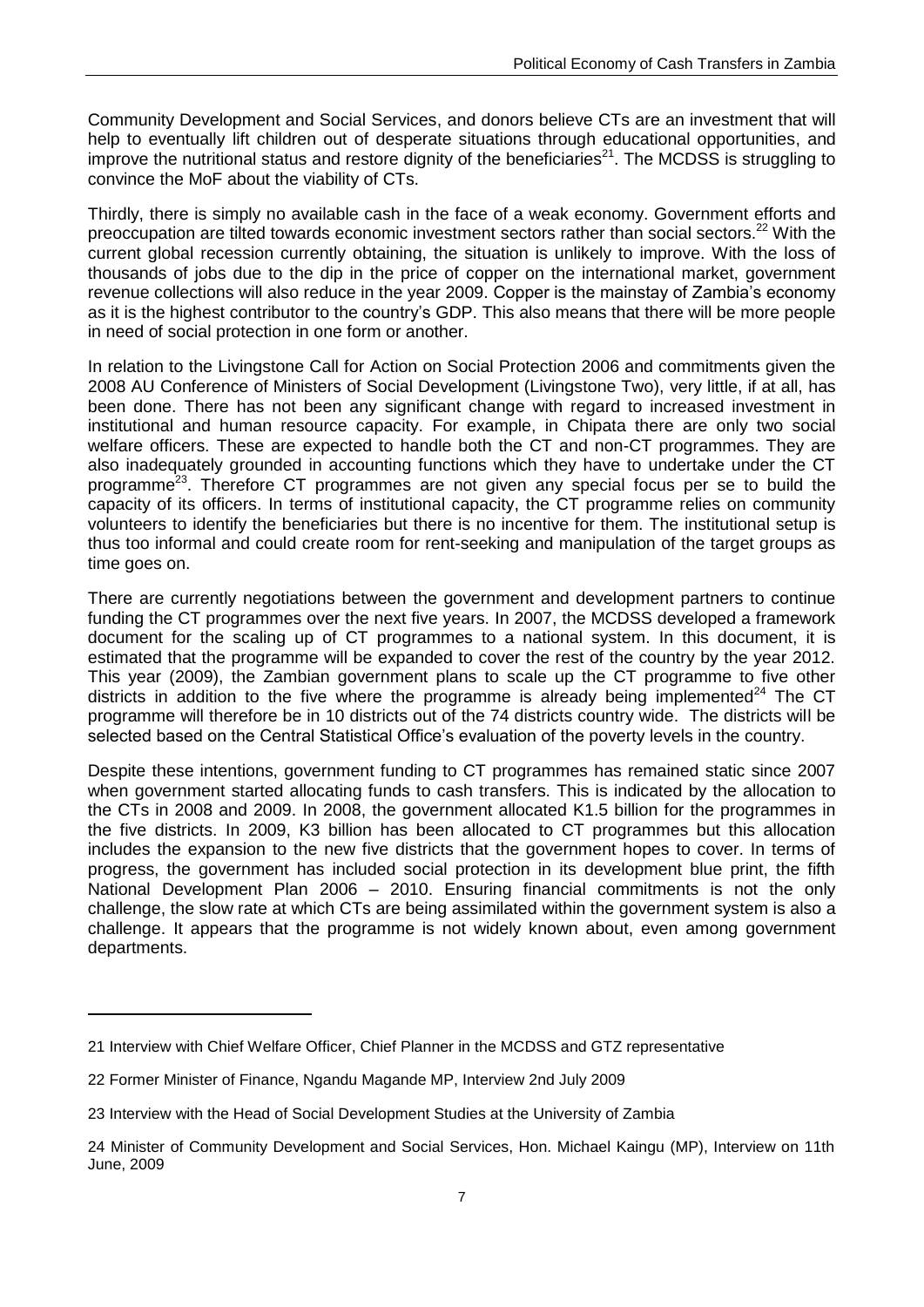Community Development and Social Services, and donors believe CTs are an investment that will help to eventually lift children out of desperate situations through educational opportunities, and improve the nutritional status and restore dignity of the beneficiaries[21]. The MCDSS is struggling to convince the MoF about the viability of CTs.

Thirdly, there is simply no available cash in the face of a weak economy. Government efforts and preoccupation are tilted towards economic investment sectors rather than social sectors.[22] With the current global recession currently obtaining, the situation is unlikely to improve. With the loss of thousands of jobs due to the dip in the price of copper on the international market, government revenue collections will also reduce in the year 2009. Copper is the mainstay of Zambia's economy as it is the highest contributor to the country's GDP. This also means that there will be more people in need of social protection in one form or another.

In relation to the Livingstone Call for Action on Social Protection 2006 and commitments given the 2008 AU Conference of Ministers of Social Development (Livingstone Two), very little, if at all, has been done. There has not been any significant change with regard to increased investment in institutional and human resource capacity. For example, in Chipata there are only two social welfare officers. These are expected to handle both the CT and non-CT programmes. They are also inadequately grounded in accounting functions which they have to undertake under the CT programme[23]. Therefore CT programmes are not given any special focus per se to build the capacity of its officers. In terms of institutional capacity, the CT programme relies on community volunteers to identify the beneficiaries but there is no incentive for them. The institutional setup is thus too informal and could create room for rent-seeking and manipulation of the target groups as time goes on.

There are currently negotiations between the government and development partners to continue funding the CT programmes over the next five years. In 2007, the MCDSS developed a framework document for the scaling up of CT programmes to a national system. In this document, it is estimated that the programme will be expanded to cover the rest of the country by the year 2012. This year (2009), the Zambian government plans to scale up the CT programme to five other districts in addition to the five where the programme is already being implemented[24] The CT programme will therefore be in 10 districts out of the 74 districts country wide. The districts will be selected based on the Central Statistical Office's evaluation of the poverty levels in the country.

Despite these intentions, government funding to CT programmes has remained static since 2007 when government started allocating funds to cash transfers. This is indicated by the allocation to the CTs in 2008 and 2009. In 2008, the government allocated K1.5 billion for the programmes in the five districts. In 2009, K3 billion has been allocated to CT programmes but this allocation includes the expansion to the new five districts that the government hopes to cover. In terms of progress, the government has included social protection in its development blue print, the fifth National Development Plan 2006 – 2010. Ensuring financial commitments is not the only challenge, the slow rate at which CTs are being assimilated within the government system is also a challenge. It appears that the programme is not widely known about, even among government departments.

---

21 Interview with Chief Welfare Officer, Chief Planner in the MCDSS and GTZ representative

22 Former Minister of Finance, Ngandu Magande MP, Interview 2nd July 2009

23 Interview with the Head of Social Development Studies at the University of Zambia

24 Minister of Community Development and Social Services, Hon. Michael Kaingu (MP), Interview on 11th June, 2009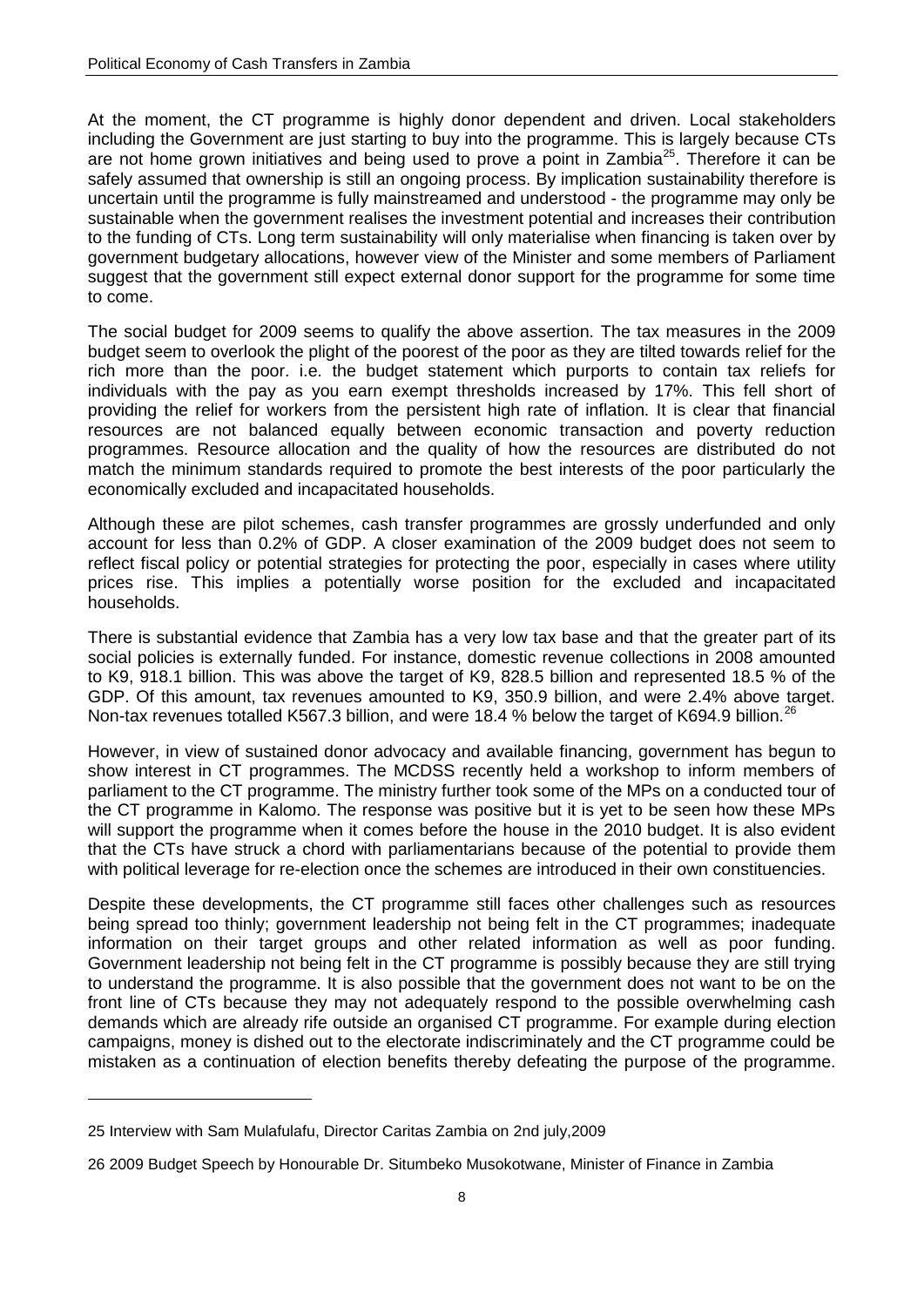At the moment, the CT programme is highly donor dependent and driven. Local stakeholders including the Government are just starting to buy into the programme. This is largely because CTs are not home grown initiatives and being used to prove a point in Zambia[25]. Therefore it can be safely assumed that ownership is still an ongoing process. By implication sustainability therefore is uncertain until the programme is fully mainstreamed and understood - the programme may only be sustainable when the government realises the investment potential and increases their contribution to the funding of CTs. Long term sustainability will only materialise when financing is taken over by government budgetary allocations, however view of the Minister and some members of Parliament suggest that the government still expect external donor support for the programme for some time to come.

The social budget for 2009 seems to qualify the above assertion. The tax measures in the 2009 budget seem to overlook the plight of the poorest of the poor as they are tilted towards relief for the rich more than the poor. i.e. the budget statement which purports to contain tax reliefs for individuals with the pay as you earn exempt thresholds increased by 17%. This fell short of providing the relief for workers from the persistent high rate of inflation. It is clear that financial resources are not balanced equally between economic transaction and poverty reduction programmes. Resource allocation and the quality of how the resources are distributed do not match the minimum standards required to promote the best interests of the poor particularly the economically excluded and incapacitated households.

Although these are pilot schemes, cash transfer programmes are grossly underfunded and only account for less than 0.2% of GDP. A closer examination of the 2009 budget does not seem to reflect fiscal policy or potential strategies for protecting the poor, especially in cases where utility prices rise. This implies a potentially worse position for the excluded and incapacitated households.

There is substantial evidence that Zambia has a very low tax base and that the greater part of its social policies is externally funded. For instance, domestic revenue collections in 2008 amounted to K9, 918.1 billion. This was above the target of K9, 828.5 billion and represented 18.5 % of the GDP. Of this amount, tax revenues amounted to K9, 350.9 billion, and were 2.4% above target. Non-tax revenues totalled K567.3 billion, and were 18.4 % below the target of K694.9 billion.[26]

However, in view of sustained donor advocacy and available financing, government has begun to show interest in CT programmes. The MCDSS recently held a workshop to inform members of parliament to the CT programme. The ministry further took some of the MPs on a conducted tour of the CT programme in Kalomo. The response was positive but it is yet to be seen how these MPs will support the programme when it comes before the house in the 2010 budget. It is also evident that the CTs have struck a chord with parliamentarians because of the potential to provide them with political leverage for re-election once the schemes are introduced in their own constituencies.

Despite these developments, the CT programme still faces other challenges such as resources being spread too thinly; government leadership not being felt in the CT programmes; inadequate information on their target groups and other related information as well as poor funding. Government leadership not being felt in the CT programme is possibly because they are still trying to understand the programme. It is also possible that the government does not want to be on the front line of CTs because they may not adequately respond to the possible overwhelming cash demands which are already rife outside an organised CT programme. For example during election campaigns, money is dished out to the electorate indiscriminately and the CT programme could be mistaken as a continuation of election benefits thereby defeating the purpose of the programme.

---

25 Interview with Sam Mulafulafu, Director Caritas Zambia on 2nd july,2009

26 2009 Budget Speech by Honourable Dr. Situmbeko Musokotwane, Minister of Finance in Zambia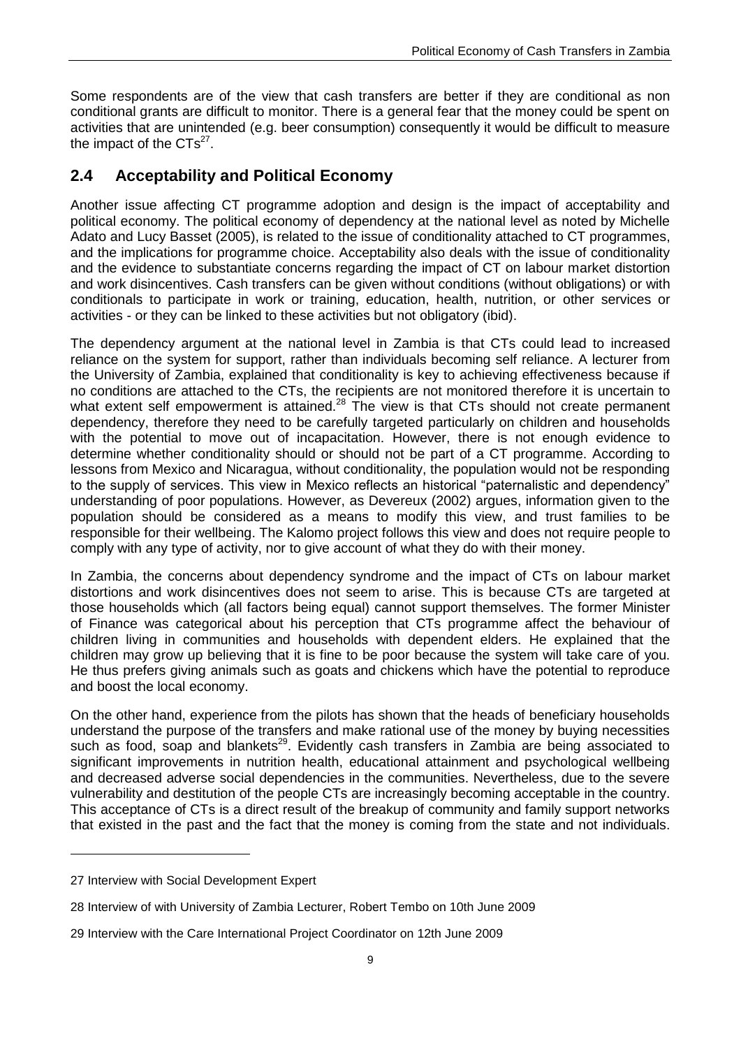Some respondents are of the view that cash transfers are better if they are conditional as non conditional grants are difficult to monitor. There is a general fear that the money could be spent on activities that are unintended (e.g. beer consumption) consequently it would be difficult to measure the impact of the CTs[27].

## 2.4 Acceptability and Political Economy

Another issue affecting CT programme adoption and design is the impact of acceptability and political economy. The political economy of dependency at the national level as noted by Michelle Adato and Lucy Basset (2005), is related to the issue of conditionality attached to CT programmes, and the implications for programme choice. Acceptability also deals with the issue of conditionality and the evidence to substantiate concerns regarding the impact of CT on labour market distortion and work disincentives. Cash transfers can be given without conditions (without obligations) or with conditionals to participate in work or training, education, health, nutrition, or other services or activities - or they can be linked to these activities but not obligatory (ibid).

The dependency argument at the national level in Zambia is that CTs could lead to increased reliance on the system for support, rather than individuals becoming self reliance. A lecturer from the University of Zambia, explained that conditionality is key to achieving effectiveness because if no conditions are attached to the CTs, the recipients are not monitored therefore it is uncertain to what extent self empowerment is attained.[28] The view is that CTs should not create permanent dependency, therefore they need to be carefully targeted particularly on children and households with the potential to move out of incapacitation. However, there is not enough evidence to determine whether conditionality should or should not be part of a CT programme. According to lessons from Mexico and Nicaragua, without conditionality, the population would not be responding to the supply of services. This view in Mexico reflects an historical "paternalistic and dependency" understanding of poor populations. However, as Devereux (2002) argues, information given to the population should be considered as a means to modify this view, and trust families to be responsible for their wellbeing. The Kalomo project follows this view and does not require people to comply with any type of activity, nor to give account of what they do with their money.

In Zambia, the concerns about dependency syndrome and the impact of CTs on labour market distortions and work disincentives does not seem to arise. This is because CTs are targeted at those households which (all factors being equal) cannot support themselves. The former Minister of Finance was categorical about his perception that CTs programme affect the behaviour of children living in communities and households with dependent elders. He explained that the children may grow up believing that it is fine to be poor because the system will take care of you. He thus prefers giving animals such as goats and chickens which have the potential to reproduce and boost the local economy.

On the other hand, experience from the pilots has shown that the heads of beneficiary households understand the purpose of the transfers and make rational use of the money by buying necessities such as food, soap and blankets[29]. Evidently cash transfers in Zambia are being associated to significant improvements in nutrition health, educational attainment and psychological wellbeing and decreased adverse social dependencies in the communities. Nevertheless, due to the severe vulnerability and destitution of the people CTs are increasingly becoming acceptable in the country. This acceptance of CTs is a direct result of the breakup of community and family support networks that existed in the past and the fact that the money is coming from the state and not individuals.

---

27 Interview with Social Development Expert

28 Interview of with University of Zambia Lecturer, Robert Tembo on 10th June 2009

29 Interview with the Care International Project Coordinator on 12th June 2009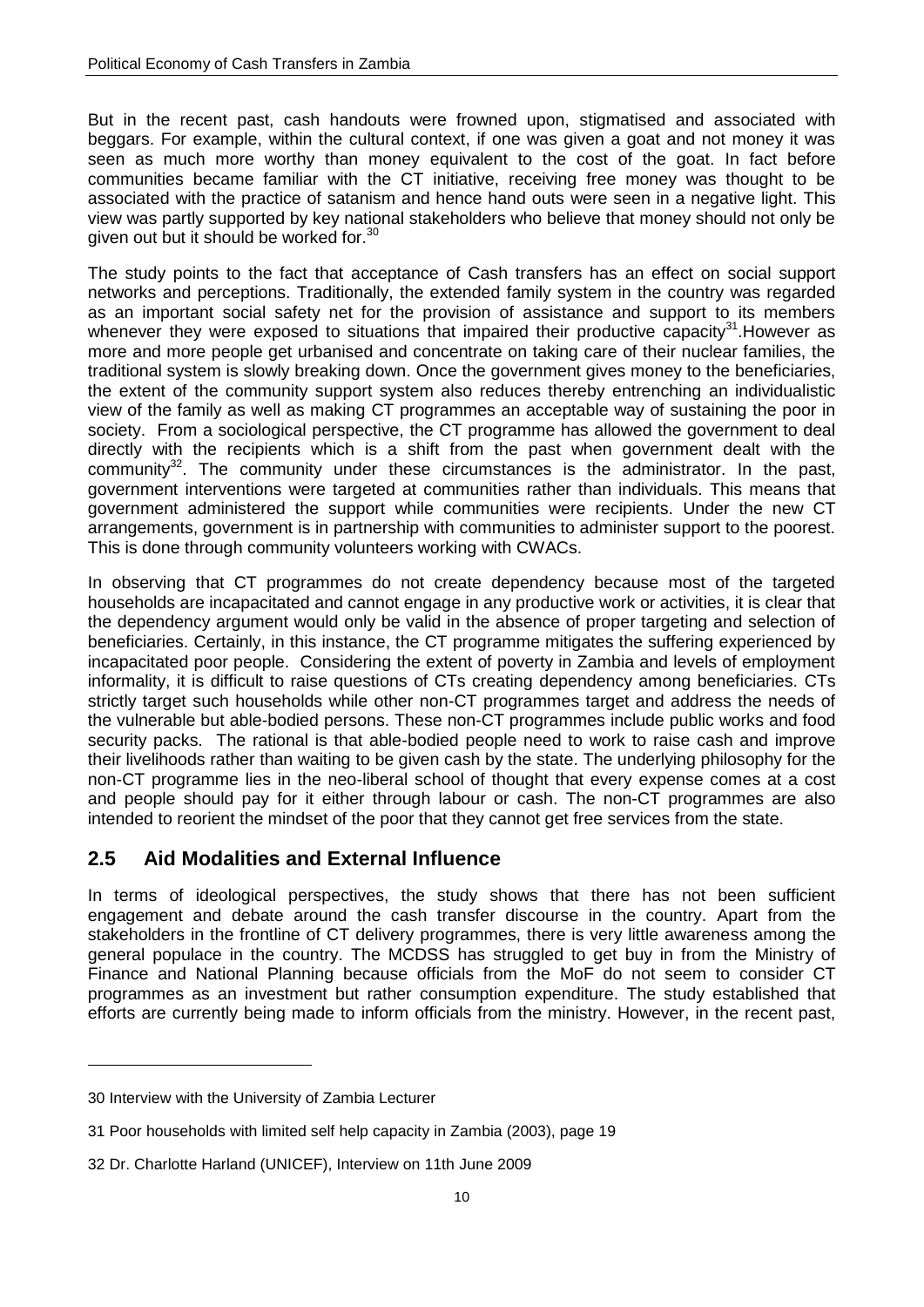But in the recent past, cash handouts were frowned upon, stigmatised and associated with beggars. For example, within the cultural context, if one was given a goat and not money it was seen as much more worthy than money equivalent to the cost of the goat. In fact before communities became familiar with the CT initiative, receiving free money was thought to be associated with the practice of satanism and hence hand outs were seen in a negative light. This view was partly supported by key national stakeholders who believe that money should not only be given out but it should be worked for.[30]

The study points to the fact that acceptance of Cash transfers has an effect on social support networks and perceptions. Traditionally, the extended family system in the country was regarded as an important social safety net for the provision of assistance and support to its members whenever they were exposed to situations that impaired their productive capacity[31].However as more and more people get urbanised and concentrate on taking care of their nuclear families, the traditional system is slowly breaking down. Once the government gives money to the beneficiaries, the extent of the community support system also reduces thereby entrenching an individualistic view of the family as well as making CT programmes an acceptable way of sustaining the poor in society. From a sociological perspective, the CT programme has allowed the government to deal directly with the recipients which is a shift from the past when government dealt with the community[32]. The community under these circumstances is the administrator. In the past, government interventions were targeted at communities rather than individuals. This means that government administered the support while communities were recipients. Under the new CT arrangements, government is in partnership with communities to administer support to the poorest. This is done through community volunteers working with CWACs.

In observing that CT programmes do not create dependency because most of the targeted households are incapacitated and cannot engage in any productive work or activities, it is clear that the dependency argument would only be valid in the absence of proper targeting and selection of beneficiaries. Certainly, in this instance, the CT programme mitigates the suffering experienced by incapacitated poor people. Considering the extent of poverty in Zambia and levels of employment informality, it is difficult to raise questions of CTs creating dependency among beneficiaries. CTs strictly target such households while other non-CT programmes target and address the needs of the vulnerable but able-bodied persons. These non-CT programmes include public works and food security packs. The rational is that able-bodied people need to work to raise cash and improve their livelihoods rather than waiting to be given cash by the state. The underlying philosophy for the non-CT programme lies in the neo-liberal school of thought that every expense comes at a cost and people should pay for it either through labour or cash. The non-CT programmes are also intended to reorient the mindset of the poor that they cannot get free services from the state.

## 2.5 Aid Modalities and External Influence

In terms of ideological perspectives, the study shows that there has not been sufficient engagement and debate around the cash transfer discourse in the country. Apart from the stakeholders in the frontline of CT delivery programmes, there is very little awareness among the general populace in the country. The MCDSS has struggled to get buy in from the Ministry of Finance and National Planning because officials from the MoF do not seem to consider CT programmes as an investment but rather consumption expenditure. The study established that efforts are currently being made to inform officials from the ministry. However, in the recent past,

---

30 Interview with the University of Zambia Lecturer

31 Poor households with limited self help capacity in Zambia (2003), page 19

32 Dr. Charlotte Harland (UNICEF), Interview on 11th June 2009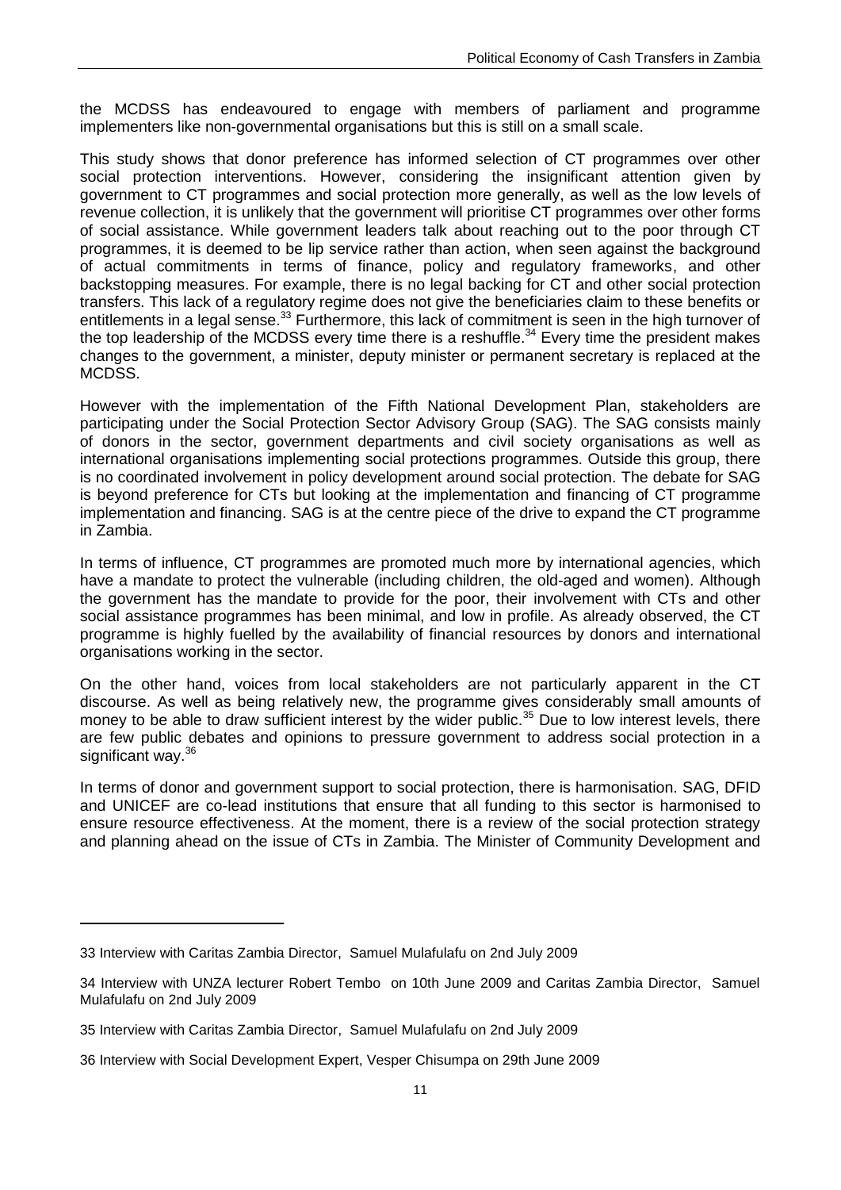the MCDSS has endeavoured to engage with members of parliament and programme implementers like non-governmental organisations but this is still on a small scale.

This study shows that donor preference has informed selection of CT programmes over other social protection interventions. However, considering the insignificant attention given by government to CT programmes and social protection more generally, as well as the low levels of revenue collection, it is unlikely that the government will prioritise CT programmes over other forms of social assistance. While government leaders talk about reaching out to the poor through CT programmes, it is deemed to be lip service rather than action, when seen against the background of actual commitments in terms of finance, policy and regulatory frameworks, and other backstopping measures. For example, there is no legal backing for CT and other social protection transfers. This lack of a regulatory regime does not give the beneficiaries claim to these benefits or entitlements in a legal sense.[33] Furthermore, this lack of commitment is seen in the high turnover of the top leadership of the MCDSS every time there is a reshuffle.[34] Every time the president makes changes to the government, a minister, deputy minister or permanent secretary is replaced at the MCDSS.

However with the implementation of the Fifth National Development Plan, stakeholders are participating under the Social Protection Sector Advisory Group (SAG). The SAG consists mainly of donors in the sector, government departments and civil society organisations as well as international organisations implementing social protections programmes. Outside this group, there is no coordinated involvement in policy development around social protection. The debate for SAG is beyond preference for CTs but looking at the implementation and financing of CT programme implementation and financing. SAG is at the centre piece of the drive to expand the CT programme in Zambia.

In terms of influence, CT programmes are promoted much more by international agencies, which have a mandate to protect the vulnerable (including children, the old-aged and women). Although the government has the mandate to provide for the poor, their involvement with CTs and other social assistance programmes has been minimal, and low in profile. As already observed, the CT programme is highly fuelled by the availability of financial resources by donors and international organisations working in the sector.

On the other hand, voices from local stakeholders are not particularly apparent in the CT discourse. As well as being relatively new, the programme gives considerably small amounts of money to be able to draw sufficient interest by the wider public.[35] Due to low interest levels, there are few public debates and opinions to pressure government to address social protection in a significant way.[36]

In terms of donor and government support to social protection, there is harmonisation. SAG, DFID and UNICEF are co-lead institutions that ensure that all funding to this sector is harmonised to ensure resource effectiveness. At the moment, there is a review of the social protection strategy and planning ahead on the issue of CTs in Zambia. The Minister of Community Development and

---

33 Interview with Caritas Zambia Director, Samuel Mulafulafu on 2nd July 2009

34 Interview with UNZA lecturer Robert Tembo on 10th June 2009 and Caritas Zambia Director, Samuel Mulafulafu on 2nd July 2009

35 Interview with Caritas Zambia Director, Samuel Mulafulafu on 2nd July 2009

36 Interview with Social Development Expert, Vesper Chisumpa on 29th June 2009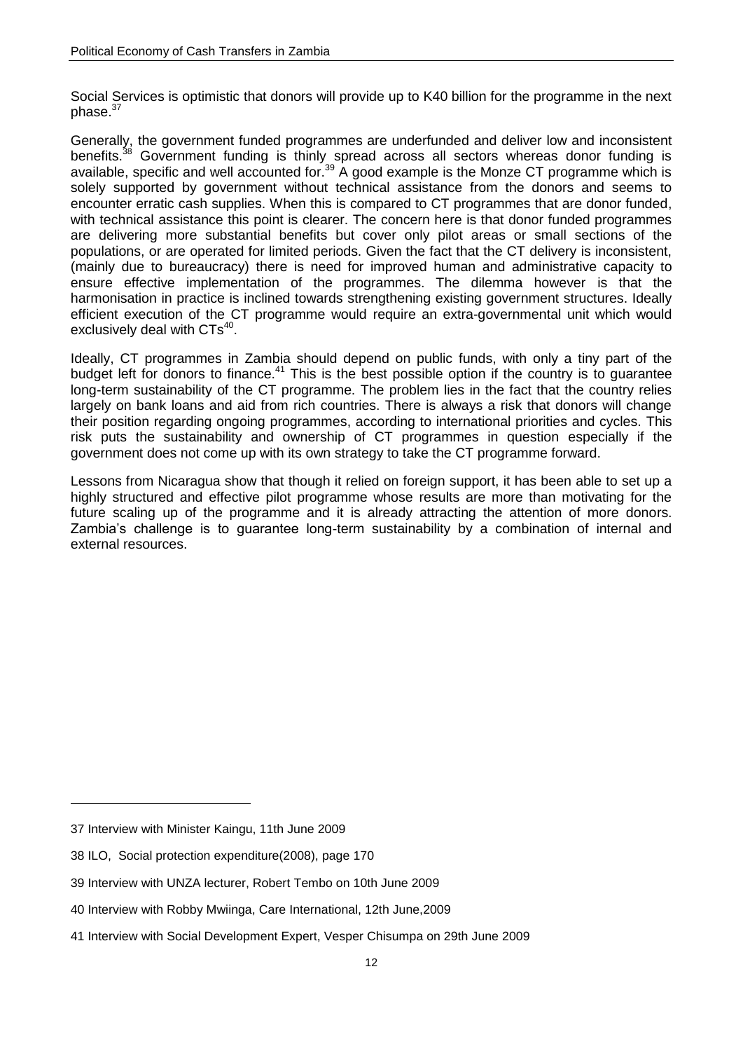Social Services is optimistic that donors will provide up to K40 billion for the programme in the next phase.[37]

Generally, the government funded programmes are underfunded and deliver low and inconsistent benefits.[38] Government funding is thinly spread across all sectors whereas donor funding is available, specific and well accounted for.[39] A good example is the Monze CT programme which is solely supported by government without technical assistance from the donors and seems to encounter erratic cash supplies. When this is compared to CT programmes that are donor funded, with technical assistance this point is clearer. The concern here is that donor funded programmes are delivering more substantial benefits but cover only pilot areas or small sections of the populations, or are operated for limited periods. Given the fact that the CT delivery is inconsistent, (mainly due to bureaucracy) there is need for improved human and administrative capacity to ensure effective implementation of the programmes. The dilemma however is that the harmonisation in practice is inclined towards strengthening existing government structures. Ideally efficient execution of the CT programme would require an extra-governmental unit which would exclusively deal with CTs[40].

Ideally, CT programmes in Zambia should depend on public funds, with only a tiny part of the budget left for donors to finance.[41] This is the best possible option if the country is to guarantee long-term sustainability of the CT programme. The problem lies in the fact that the country relies largely on bank loans and aid from rich countries. There is always a risk that donors will change their position regarding ongoing programmes, according to international priorities and cycles. This risk puts the sustainability and ownership of CT programmes in question especially if the government does not come up with its own strategy to take the CT programme forward.

Lessons from Nicaragua show that though it relied on foreign support, it has been able to set up a highly structured and effective pilot programme whose results are more than motivating for the future scaling up of the programme and it is already attracting the attention of more donors. Zambia's challenge is to guarantee long-term sustainability by a combination of internal and external resources.

---

37 Interview with Minister Kaingu, 11th June 2009

38 ILO, Social protection expenditure(2008), page 170

39 Interview with UNZA lecturer, Robert Tembo on 10th June 2009

40 Interview with Robby Mwiinga, Care International, 12th June,2009

41 Interview with Social Development Expert, Vesper Chisumpa on 29th June 2009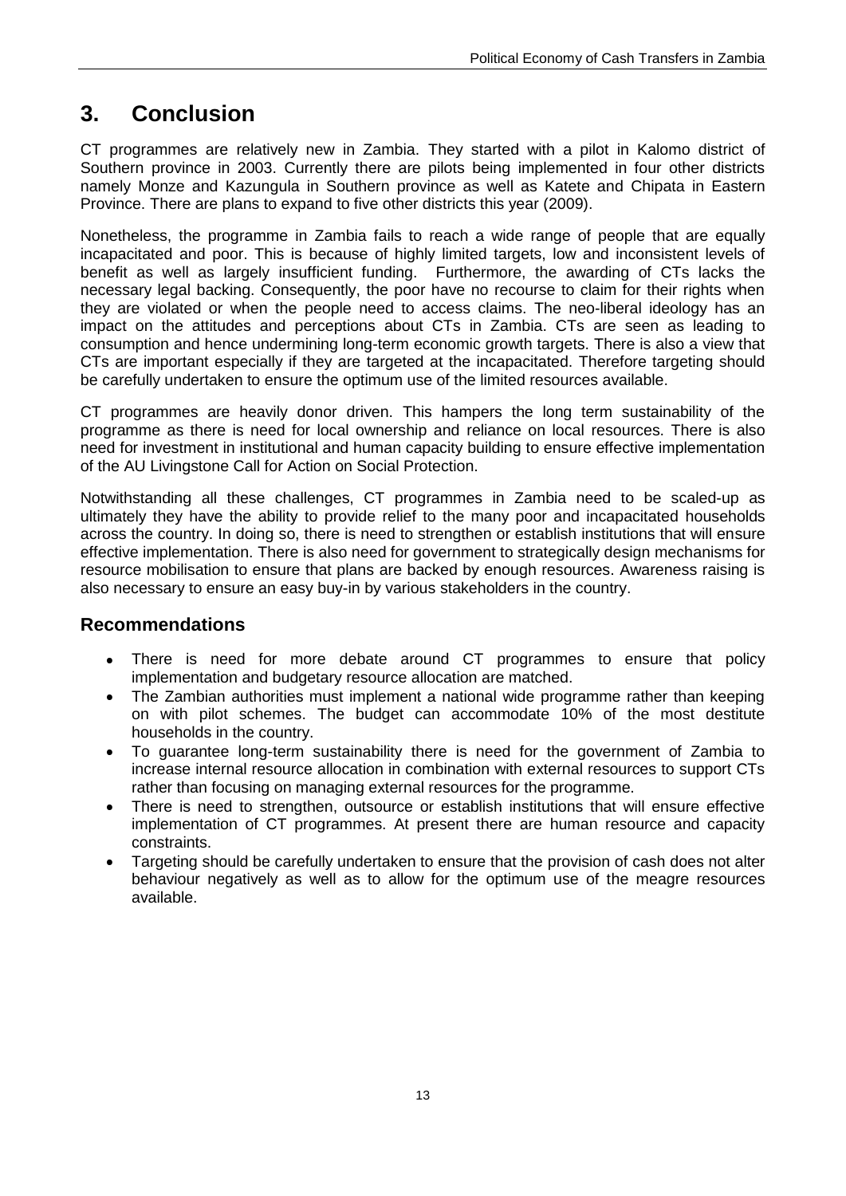# 3. Conclusion

CT programmes are relatively new in Zambia. They started with a pilot in Kalomo district of Southern province in 2003. Currently there are pilots being implemented in four other districts namely Monze and Kazungula in Southern province as well as Katete and Chipata in Eastern Province. There are plans to expand to five other districts this year (2009).

Nonetheless, the programme in Zambia fails to reach a wide range of people that are equally incapacitated and poor. This is because of highly limited targets, low and inconsistent levels of benefit as well as largely insufficient funding. Furthermore, the awarding of CTs lacks the necessary legal backing. Consequently, the poor have no recourse to claim for their rights when they are violated or when the people need to access claims. The neo-liberal ideology has an impact on the attitudes and perceptions about CTs in Zambia. CTs are seen as leading to consumption and hence undermining long-term economic growth targets. There is also a view that CTs are important especially if they are targeted at the incapacitated. Therefore targeting should be carefully undertaken to ensure the optimum use of the limited resources available.

CT programmes are heavily donor driven. This hampers the long term sustainability of the programme as there is need for local ownership and reliance on local resources. There is also need for investment in institutional and human capacity building to ensure effective implementation of the AU Livingstone Call for Action on Social Protection.

Notwithstanding all these challenges, CT programmes in Zambia need to be scaled-up as ultimately they have the ability to provide relief to the many poor and incapacitated households across the country. In doing so, there is need to strengthen or establish institutions that will ensure effective implementation. There is also need for government to strategically design mechanisms for resource mobilisation to ensure that plans are backed by enough resources. Awareness raising is also necessary to ensure an easy buy-in by various stakeholders in the country.

## Recommendations

- There is need for more debate around CT programmes to ensure that policy implementation and budgetary resource allocation are matched.
- The Zambian authorities must implement a national wide programme rather than keeping on with pilot schemes. The budget can accommodate 10% of the most destitute households in the country.
- To guarantee long-term sustainability there is need for the government of Zambia to increase internal resource allocation in combination with external resources to support CTs rather than focusing on managing external resources for the programme.
- There is need to strengthen, outsource or establish institutions that will ensure effective implementation of CT programmes. At present there are human resource and capacity constraints.
- Targeting should be carefully undertaken to ensure that the provision of cash does not alter behaviour negatively as well as to allow for the optimum use of the meagre resources available.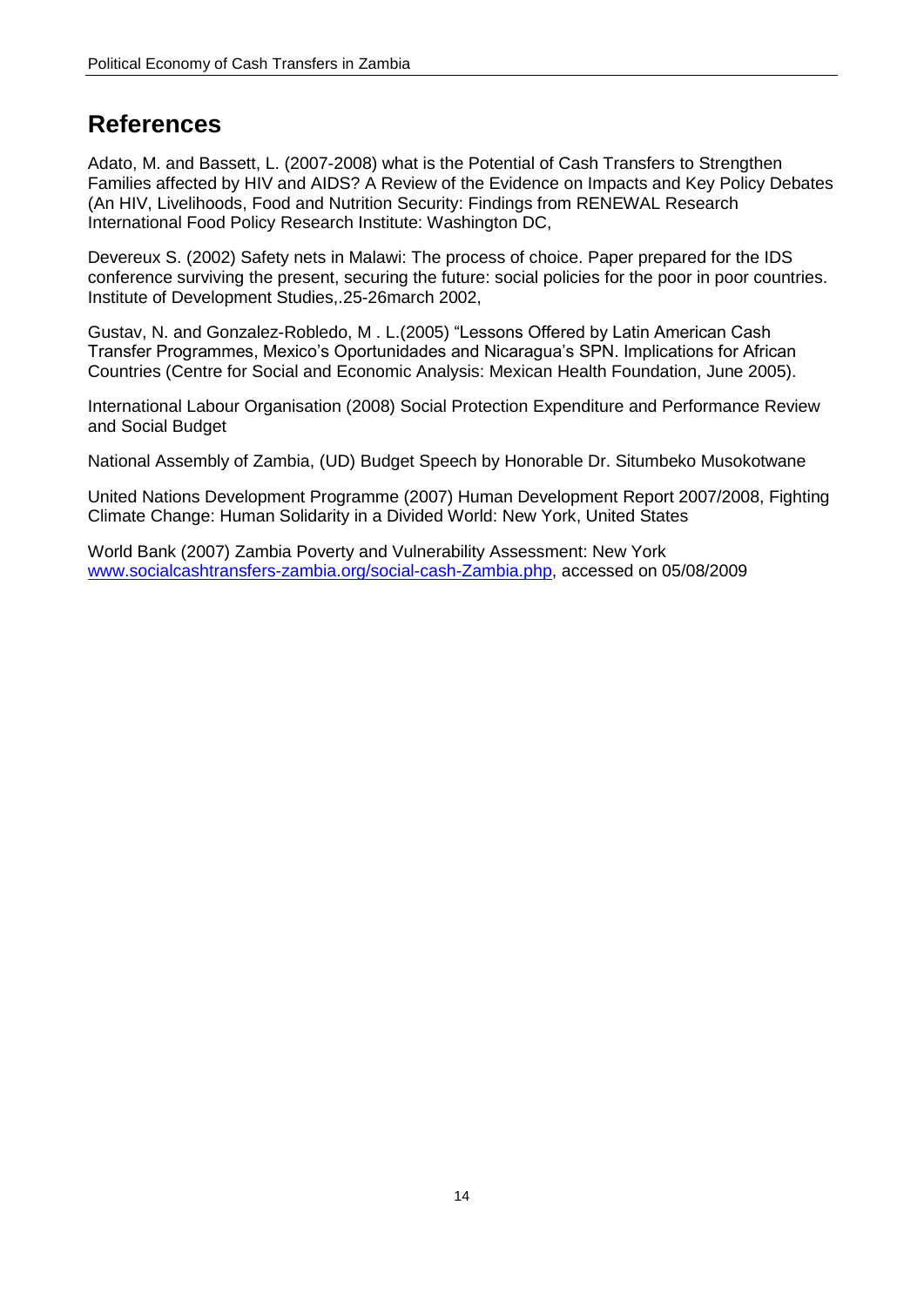# References

Adato, M. and Bassett, L. (2007-2008) what is the Potential of Cash Transfers to Strengthen Families affected by HIV and AIDS? A Review of the Evidence on Impacts and Key Policy Debates (An HIV, Livelihoods, Food and Nutrition Security: Findings from RENEWAL Research International Food Policy Research Institute: Washington DC,

Devereux S. (2002) Safety nets in Malawi: The process of choice. Paper prepared for the IDS conference surviving the present, securing the future: social policies for the poor in poor countries. Institute of Development Studies,.25-26march 2002,

Gustav, N. and Gonzalez-Robledo, M . L.(2005) "Lessons Offered by Latin American Cash Transfer Programmes, Mexico's Oportunidades and Nicaragua's SPN. Implications for African Countries (Centre for Social and Economic Analysis: Mexican Health Foundation, June 2005).

International Labour Organisation (2008) Social Protection Expenditure and Performance Review and Social Budget

National Assembly of Zambia, (UD) Budget Speech by Honorable Dr. Situmbeko Musokotwane

United Nations Development Programme (2007) Human Development Report 2007/2008, Fighting Climate Change: Human Solidarity in a Divided World: New York, United States

World Bank (2007) Zambia Poverty and Vulnerability Assessment: New York www.socialcashtransfers-zambia.org/social-cash-Zambia.php, accessed on 05/08/2009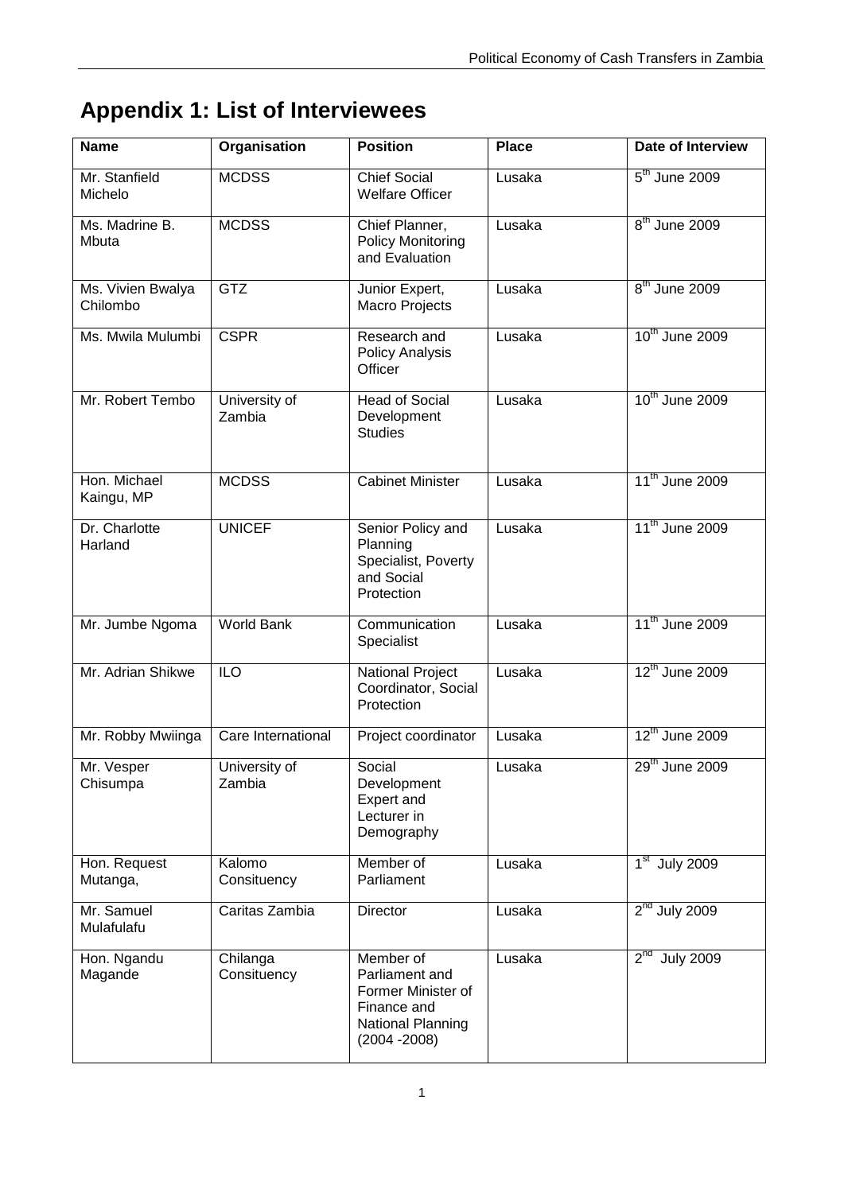# Appendix 1: List of Interviewees

| Name | Organisation | Position | Place | Date of Interview |
|---|---|---|---|---|
| Mr. Stanfield Michelo | MCDSS | Chief Social Welfare Officer | Lusaka | 5th June 2009 |
| Ms. Madrine B. Mbuta | MCDSS | Chief Planner, Policy Monitoring and Evaluation | Lusaka | 8th June 2009 |
| Ms. Vivien Bwalya Chilombo | GTZ | Junior Expert, Macro Projects | Lusaka | 8th June 2009 |
| Ms. Mwila Mulumbi | CSPR | Research and Policy Analysis Officer | Lusaka | 10th June 2009 |
| Mr. Robert Tembo | University of Zambia | Head of Social Development Studies | Lusaka | 10th June 2009 |
| Hon. Michael Kaingu, MP | MCDSS | Cabinet Minister | Lusaka | 11th June 2009 |
| Dr. Charlotte Harland | UNICEF | Senior Policy and Planning Specialist, Poverty and Social Protection | Lusaka | 11th June 2009 |
| Mr. Jumbe Ngoma | World Bank | Communication Specialist | Lusaka | 11th June 2009 |
| Mr. Adrian Shikwe | ILO | National Project Coordinator, Social Protection | Lusaka | 12th June 2009 |
| Mr. Robby Mwiinga | Care International | Project coordinator | Lusaka | 12th June 2009 |
| Mr. Vesper Chisumpa | University of Zambia | Social Development Expert and Lecturer in Demography | Lusaka | 29th June 2009 |
| Hon. Request Mutanga, | Kalomo Consituency | Member of Parliament | Lusaka | 1st July 2009 |
| Mr. Samuel Mulafulafu | Caritas Zambia | Director | Lusaka | 2nd July 2009 |
| Hon. Ngandu Magande | Chilanga Consituency | Member of Parliament and Former Minister of Finance and National Planning (2004 -2008) | Lusaka | 2nd July 2009 |